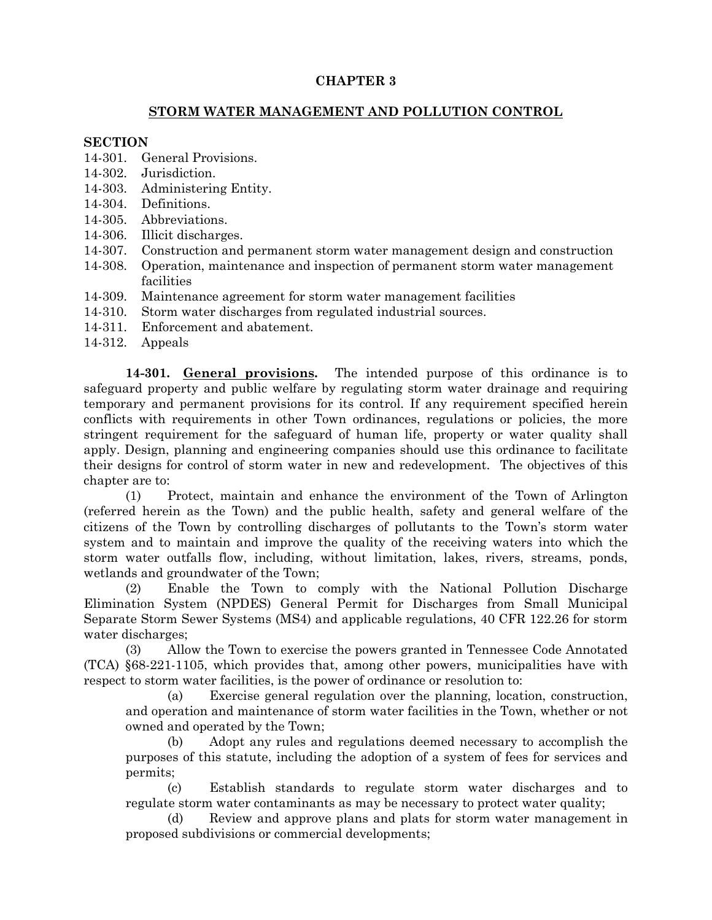# CHAPTER 3

## STORM WATER MANAGEMENT AND POLLUTION CONTROL

**SECTION**

14-301. General Provisions.
14-302. Jurisdiction.
14-303. Administering Entity.
14-304. Definitions.
14-305. Abbreviations.
14-306. Illicit discharges.
14-307. Construction and permanent storm water management design and construction
14-308. Operation, maintenance and inspection of permanent storm water management facilities
14-309. Maintenance agreement for storm water management facilities
14-310. Storm water discharges from regulated industrial sources.
14-311. Enforcement and abatement.
14-312. Appeals

**14-301. General provisions.** The intended purpose of this ordinance is to safeguard property and public welfare by regulating storm water drainage and requiring temporary and permanent provisions for its control. If any requirement specified herein conflicts with requirements in other Town ordinances, regulations or policies, the more stringent requirement for the safeguard of human life, property or water quality shall apply. Design, planning and engineering companies should use this ordinance to facilitate their designs for control of storm water in new and redevelopment. The objectives of this chapter are to:

(1) Protect, maintain and enhance the environment of the Town of Arlington (referred herein as the Town) and the public health, safety and general welfare of the citizens of the Town by controlling discharges of pollutants to the Town's storm water system and to maintain and improve the quality of the receiving waters into which the storm water outfalls flow, including, without limitation, lakes, rivers, streams, ponds, wetlands and groundwater of the Town;

(2) Enable the Town to comply with the National Pollution Discharge Elimination System (NPDES) General Permit for Discharges from Small Municipal Separate Storm Sewer Systems (MS4) and applicable regulations, 40 CFR 122.26 for storm water discharges;

(3) Allow the Town to exercise the powers granted in Tennessee Code Annotated (TCA) §68-221-1105, which provides that, among other powers, municipalities have with respect to storm water facilities, is the power of ordinance or resolution to:

(a) Exercise general regulation over the planning, location, construction, and operation and maintenance of storm water facilities in the Town, whether or not owned and operated by the Town;

(b) Adopt any rules and regulations deemed necessary to accomplish the purposes of this statute, including the adoption of a system of fees for services and permits;

(c) Establish standards to regulate storm water discharges and to regulate storm water contaminants as may be necessary to protect water quality;

(d) Review and approve plans and plats for storm water management in proposed subdivisions or commercial developments;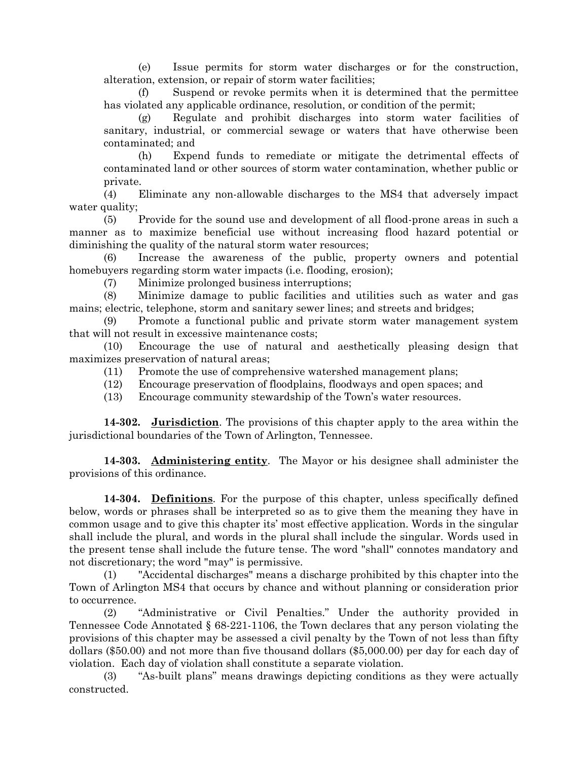(e) Issue permits for storm water discharges or for the construction, alteration, extension, or repair of storm water facilities;

(f) Suspend or revoke permits when it is determined that the permittee has violated any applicable ordinance, resolution, or condition of the permit;

(g) Regulate and prohibit discharges into storm water facilities of sanitary, industrial, or commercial sewage or waters that have otherwise been contaminated; and

(h) Expend funds to remediate or mitigate the detrimental effects of contaminated land or other sources of storm water contamination, whether public or private.

(4) Eliminate any non-allowable discharges to the MS4 that adversely impact water quality;

(5) Provide for the sound use and development of all flood-prone areas in such a manner as to maximize beneficial use without increasing flood hazard potential or diminishing the quality of the natural storm water resources;

(6) Increase the awareness of the public, property owners and potential homebuyers regarding storm water impacts (i.e. flooding, erosion);

(7) Minimize prolonged business interruptions;

(8) Minimize damage to public facilities and utilities such as water and gas mains; electric, telephone, storm and sanitary sewer lines; and streets and bridges;

(9) Promote a functional public and private storm water management system that will not result in excessive maintenance costs;

(10) Encourage the use of natural and aesthetically pleasing design that maximizes preservation of natural areas;

(11) Promote the use of comprehensive watershed management plans;

(12) Encourage preservation of floodplains, floodways and open spaces; and

(13) Encourage community stewardship of the Town's water resources.

**14-302. <u>Jurisdiction</u>**. The provisions of this chapter apply to the area within the jurisdictional boundaries of the Town of Arlington, Tennessee.

**14-303. <u>Administering entity</u>**. The Mayor or his designee shall administer the provisions of this ordinance.

**14-304. <u>Definitions</u>**. For the purpose of this chapter, unless specifically defined below, words or phrases shall be interpreted so as to give them the meaning they have in common usage and to give this chapter its' most effective application. Words in the singular shall include the plural, and words in the plural shall include the singular. Words used in the present tense shall include the future tense. The word "shall" connotes mandatory and not discretionary; the word "may" is permissive.

(1) "Accidental discharges" means a discharge prohibited by this chapter into the Town of Arlington MS4 that occurs by chance and without planning or consideration prior to occurrence.

(2) "Administrative or Civil Penalties." Under the authority provided in Tennessee Code Annotated § 68-221-1106, the Town declares that any person violating the provisions of this chapter may be assessed a civil penalty by the Town of not less than fifty dollars ($50.00) and not more than five thousand dollars ($5,000.00) per day for each day of violation. Each day of violation shall constitute a separate violation.

(3) "As-built plans" means drawings depicting conditions as they were actually constructed.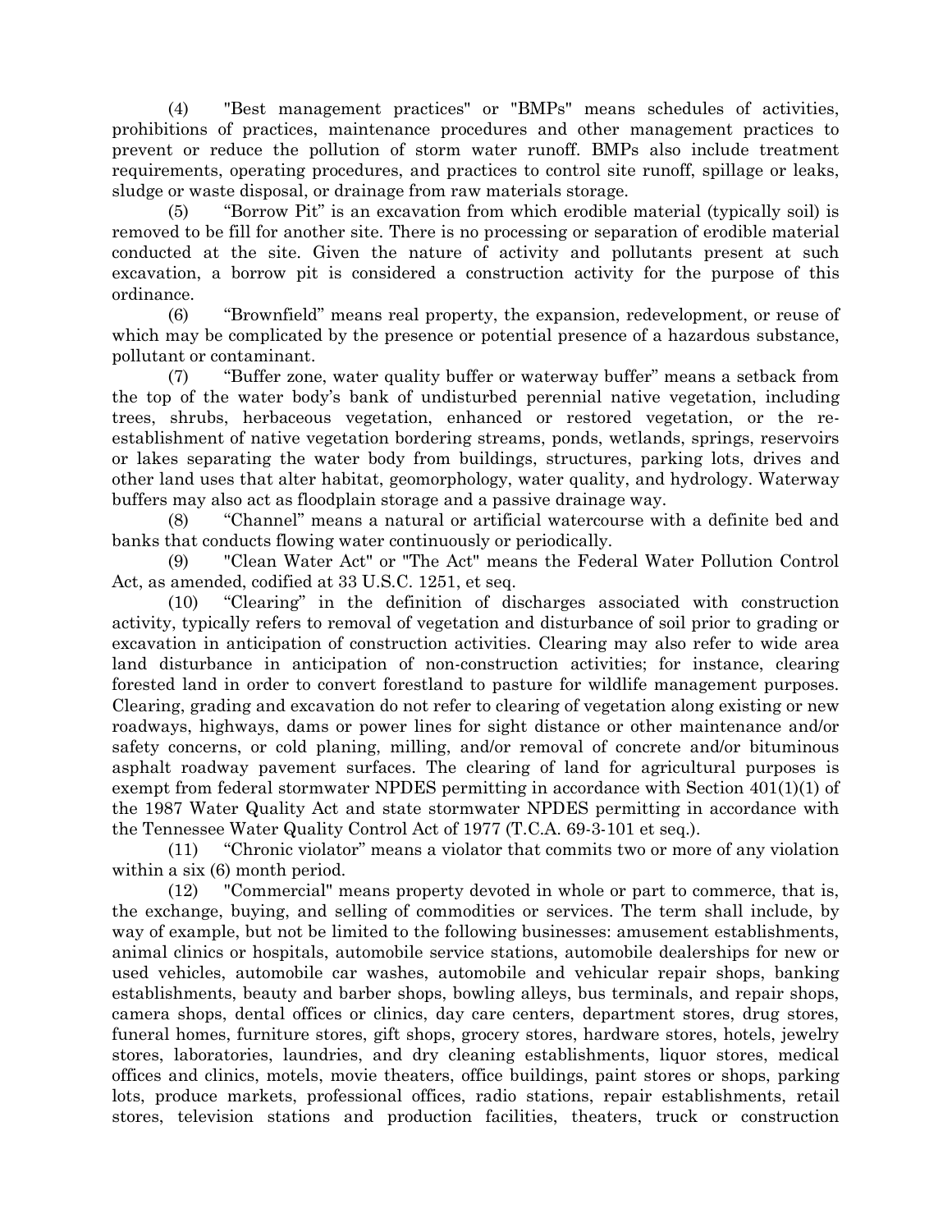(4) "Best management practices" or "BMPs" means schedules of activities, prohibitions of practices, maintenance procedures and other management practices to prevent or reduce the pollution of storm water runoff. BMPs also include treatment requirements, operating procedures, and practices to control site runoff, spillage or leaks, sludge or waste disposal, or drainage from raw materials storage.

(5) "Borrow Pit" is an excavation from which erodible material (typically soil) is removed to be fill for another site. There is no processing or separation of erodible material conducted at the site. Given the nature of activity and pollutants present at such excavation, a borrow pit is considered a construction activity for the purpose of this ordinance.

(6) "Brownfield" means real property, the expansion, redevelopment, or reuse of which may be complicated by the presence or potential presence of a hazardous substance, pollutant or contaminant.

(7) "Buffer zone, water quality buffer or waterway buffer" means a setback from the top of the water body's bank of undisturbed perennial native vegetation, including trees, shrubs, herbaceous vegetation, enhanced or restored vegetation, or the re-establishment of native vegetation bordering streams, ponds, wetlands, springs, reservoirs or lakes separating the water body from buildings, structures, parking lots, drives and other land uses that alter habitat, geomorphology, water quality, and hydrology. Waterway buffers may also act as floodplain storage and a passive drainage way.

(8) "Channel" means a natural or artificial watercourse with a definite bed and banks that conducts flowing water continuously or periodically.

(9) "Clean Water Act" or "The Act" means the Federal Water Pollution Control Act, as amended, codified at 33 U.S.C. 1251, et seq.

(10) "Clearing" in the definition of discharges associated with construction activity, typically refers to removal of vegetation and disturbance of soil prior to grading or excavation in anticipation of construction activities. Clearing may also refer to wide area land disturbance in anticipation of non-construction activities; for instance, clearing forested land in order to convert forestland to pasture for wildlife management purposes. Clearing, grading and excavation do not refer to clearing of vegetation along existing or new roadways, highways, dams or power lines for sight distance or other maintenance and/or safety concerns, or cold planing, milling, and/or removal of concrete and/or bituminous asphalt roadway pavement surfaces. The clearing of land for agricultural purposes is exempt from federal stormwater NPDES permitting in accordance with Section 401(1)(1) of the 1987 Water Quality Act and state stormwater NPDES permitting in accordance with the Tennessee Water Quality Control Act of 1977 (T.C.A. 69-3-101 et seq.).

(11) "Chronic violator" means a violator that commits two or more of any violation within a six (6) month period.

(12) "Commercial" means property devoted in whole or part to commerce, that is, the exchange, buying, and selling of commodities or services. The term shall include, by way of example, but not be limited to the following businesses: amusement establishments, animal clinics or hospitals, automobile service stations, automobile dealerships for new or used vehicles, automobile car washes, automobile and vehicular repair shops, banking establishments, beauty and barber shops, bowling alleys, bus terminals, and repair shops, camera shops, dental offices or clinics, day care centers, department stores, drug stores, funeral homes, furniture stores, gift shops, grocery stores, hardware stores, hotels, jewelry stores, laboratories, laundries, and dry cleaning establishments, liquor stores, medical offices and clinics, motels, movie theaters, office buildings, paint stores or shops, parking lots, produce markets, professional offices, radio stations, repair establishments, retail stores, television stations and production facilities, theaters, truck or construction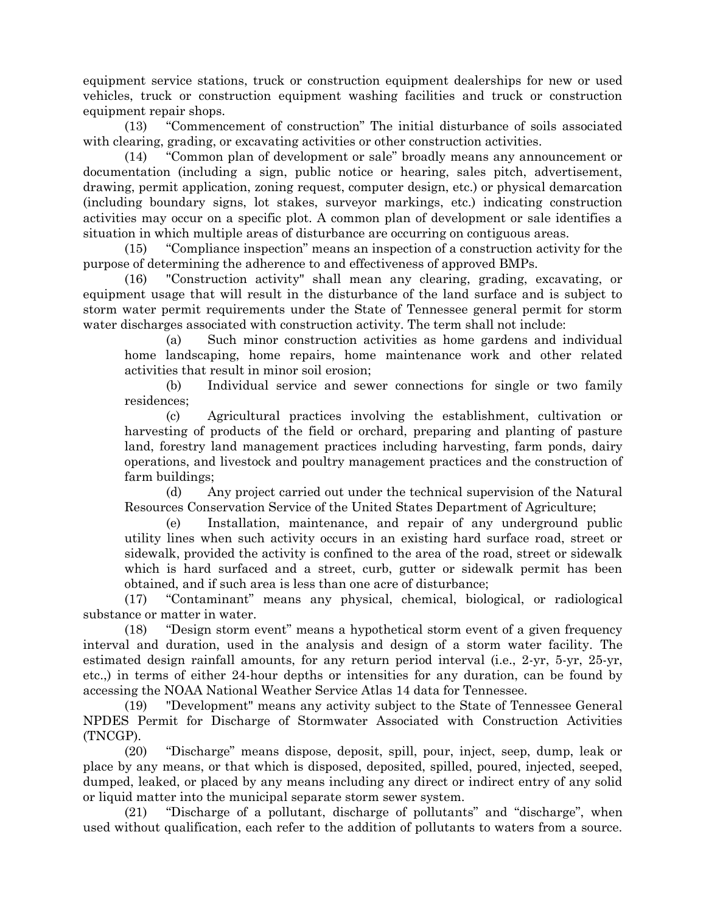equipment service stations, truck or construction equipment dealerships for new or used vehicles, truck or construction equipment washing facilities and truck or construction equipment repair shops.

(13) "Commencement of construction" The initial disturbance of soils associated with clearing, grading, or excavating activities or other construction activities.

(14) "Common plan of development or sale" broadly means any announcement or documentation (including a sign, public notice or hearing, sales pitch, advertisement, drawing, permit application, zoning request, computer design, etc.) or physical demarcation (including boundary signs, lot stakes, surveyor markings, etc.) indicating construction activities may occur on a specific plot. A common plan of development or sale identifies a situation in which multiple areas of disturbance are occurring on contiguous areas.

(15) "Compliance inspection" means an inspection of a construction activity for the purpose of determining the adherence to and effectiveness of approved BMPs.

(16) "Construction activity" shall mean any clearing, grading, excavating, or equipment usage that will result in the disturbance of the land surface and is subject to storm water permit requirements under the State of Tennessee general permit for storm water discharges associated with construction activity. The term shall not include:

(a) Such minor construction activities as home gardens and individual home landscaping, home repairs, home maintenance work and other related activities that result in minor soil erosion;

(b) Individual service and sewer connections for single or two family residences;

(c) Agricultural practices involving the establishment, cultivation or harvesting of products of the field or orchard, preparing and planting of pasture land, forestry land management practices including harvesting, farm ponds, dairy operations, and livestock and poultry management practices and the construction of farm buildings;

(d) Any project carried out under the technical supervision of the Natural Resources Conservation Service of the United States Department of Agriculture;

(e) Installation, maintenance, and repair of any underground public utility lines when such activity occurs in an existing hard surface road, street or sidewalk, provided the activity is confined to the area of the road, street or sidewalk which is hard surfaced and a street, curb, gutter or sidewalk permit has been obtained, and if such area is less than one acre of disturbance;

(17) "Contaminant" means any physical, chemical, biological, or radiological substance or matter in water.

(18) "Design storm event" means a hypothetical storm event of a given frequency interval and duration, used in the analysis and design of a storm water facility. The estimated design rainfall amounts, for any return period interval (i.e., 2-yr, 5-yr, 25-yr, etc.,) in terms of either 24-hour depths or intensities for any duration, can be found by accessing the NOAA National Weather Service Atlas 14 data for Tennessee.

(19) "Development" means any activity subject to the State of Tennessee General NPDES Permit for Discharge of Stormwater Associated with Construction Activities (TNCGP).

(20) "Discharge" means dispose, deposit, spill, pour, inject, seep, dump, leak or place by any means, or that which is disposed, deposited, spilled, poured, injected, seeped, dumped, leaked, or placed by any means including any direct or indirect entry of any solid or liquid matter into the municipal separate storm sewer system.

(21) "Discharge of a pollutant, discharge of pollutants" and "discharge", when used without qualification, each refer to the addition of pollutants to waters from a source.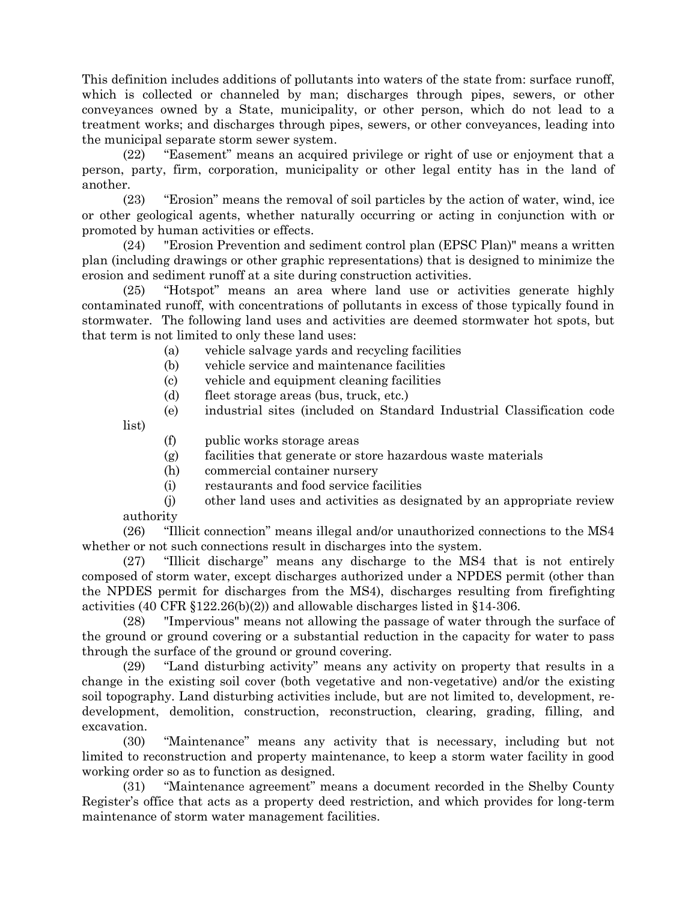This definition includes additions of pollutants into waters of the state from: surface runoff, which is collected or channeled by man; discharges through pipes, sewers, or other conveyances owned by a State, municipality, or other person, which do not lead to a treatment works; and discharges through pipes, sewers, or other conveyances, leading into the municipal separate storm sewer system.

(22) "Easement" means an acquired privilege or right of use or enjoyment that a person, party, firm, corporation, municipality or other legal entity has in the land of another.

(23) "Erosion" means the removal of soil particles by the action of water, wind, ice or other geological agents, whether naturally occurring or acting in conjunction with or promoted by human activities or effects.

(24) "Erosion Prevention and sediment control plan (EPSC Plan)" means a written plan (including drawings or other graphic representations) that is designed to minimize the erosion and sediment runoff at a site during construction activities.

(25) "Hotspot" means an area where land use or activities generate highly contaminated runoff, with concentrations of pollutants in excess of those typically found in stormwater. The following land uses and activities are deemed stormwater hot spots, but that term is not limited to only these land uses:

(a) vehicle salvage yards and recycling facilities
(b) vehicle service and maintenance facilities
(c) vehicle and equipment cleaning facilities
(d) fleet storage areas (bus, truck, etc.)
(e) industrial sites (included on Standard Industrial Classification code list)
(f) public works storage areas
(g) facilities that generate or store hazardous waste materials
(h) commercial container nursery
(i) restaurants and food service facilities
(j) other land uses and activities as designated by an appropriate review authority

(26) "Illicit connection" means illegal and/or unauthorized connections to the MS4 whether or not such connections result in discharges into the system.

(27) "Illicit discharge" means any discharge to the MS4 that is not entirely composed of storm water, except discharges authorized under a NPDES permit (other than the NPDES permit for discharges from the MS4), discharges resulting from firefighting activities (40 CFR §122.26(b)(2)) and allowable discharges listed in §14-306.

(28) "Impervious" means not allowing the passage of water through the surface of the ground or ground covering or a substantial reduction in the capacity for water to pass through the surface of the ground or ground covering.

(29) "Land disturbing activity" means any activity on property that results in a change in the existing soil cover (both vegetative and non-vegetative) and/or the existing soil topography. Land disturbing activities include, but are not limited to, development, re-development, demolition, construction, reconstruction, clearing, grading, filling, and excavation.

(30) "Maintenance" means any activity that is necessary, including but not limited to reconstruction and property maintenance, to keep a storm water facility in good working order so as to function as designed.

(31) "Maintenance agreement" means a document recorded in the Shelby County Register's office that acts as a property deed restriction, and which provides for long-term maintenance of storm water management facilities.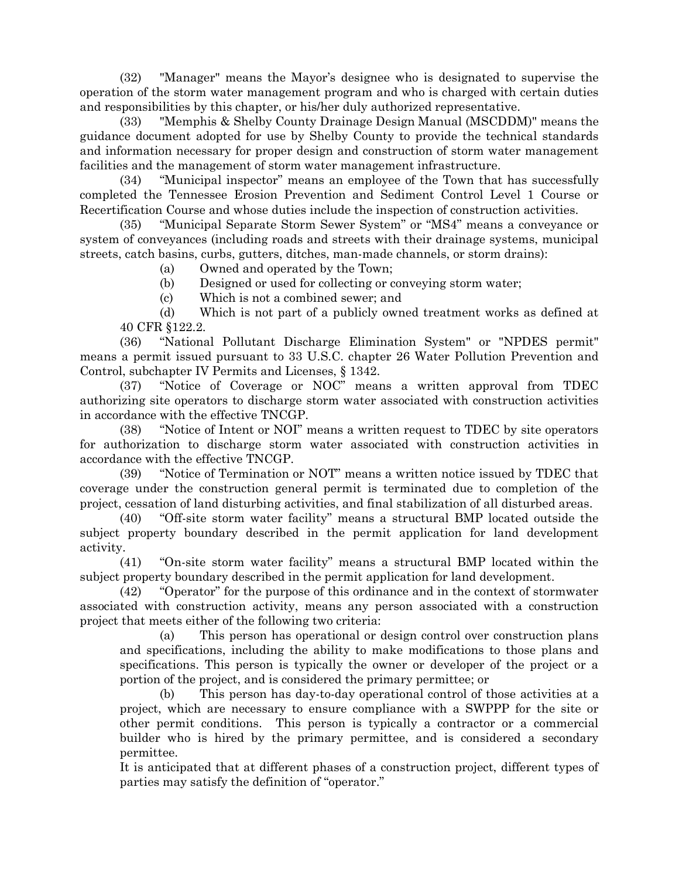(32) "Manager" means the Mayor's designee who is designated to supervise the operation of the storm water management program and who is charged with certain duties and responsibilities by this chapter, or his/her duly authorized representative.

(33) "Memphis & Shelby County Drainage Design Manual (MSCDDM)" means the guidance document adopted for use by Shelby County to provide the technical standards and information necessary for proper design and construction of storm water management facilities and the management of storm water management infrastructure.

(34) "Municipal inspector" means an employee of the Town that has successfully completed the Tennessee Erosion Prevention and Sediment Control Level 1 Course or Recertification Course and whose duties include the inspection of construction activities.

(35) "Municipal Separate Storm Sewer System" or "MS4" means a conveyance or system of conveyances (including roads and streets with their drainage systems, municipal streets, catch basins, curbs, gutters, ditches, man-made channels, or storm drains):

(a) Owned and operated by the Town;

(b) Designed or used for collecting or conveying storm water;

(c) Which is not a combined sewer; and

(d) Which is not part of a publicly owned treatment works as defined at 40 CFR §122.2.

(36) "National Pollutant Discharge Elimination System" or "NPDES permit" means a permit issued pursuant to 33 U.S.C. chapter 26 Water Pollution Prevention and Control, subchapter IV Permits and Licenses, § 1342.

(37) "Notice of Coverage or NOC" means a written approval from TDEC authorizing site operators to discharge storm water associated with construction activities in accordance with the effective TNCGP.

(38) "Notice of Intent or NOI" means a written request to TDEC by site operators for authorization to discharge storm water associated with construction activities in accordance with the effective TNCGP.

(39) "Notice of Termination or NOT" means a written notice issued by TDEC that coverage under the construction general permit is terminated due to completion of the project, cessation of land disturbing activities, and final stabilization of all disturbed areas.

(40) "Off-site storm water facility" means a structural BMP located outside the subject property boundary described in the permit application for land development activity.

(41) "On-site storm water facility" means a structural BMP located within the subject property boundary described in the permit application for land development.

(42) "Operator" for the purpose of this ordinance and in the context of stormwater associated with construction activity, means any person associated with a construction project that meets either of the following two criteria:

(a) This person has operational or design control over construction plans and specifications, including the ability to make modifications to those plans and specifications. This person is typically the owner or developer of the project or a portion of the project, and is considered the primary permittee; or

(b) This person has day-to-day operational control of those activities at a project, which are necessary to ensure compliance with a SWPPP for the site or other permit conditions. This person is typically a contractor or a commercial builder who is hired by the primary permittee, and is considered a secondary permittee.

It is anticipated that at different phases of a construction project, different types of parties may satisfy the definition of "operator."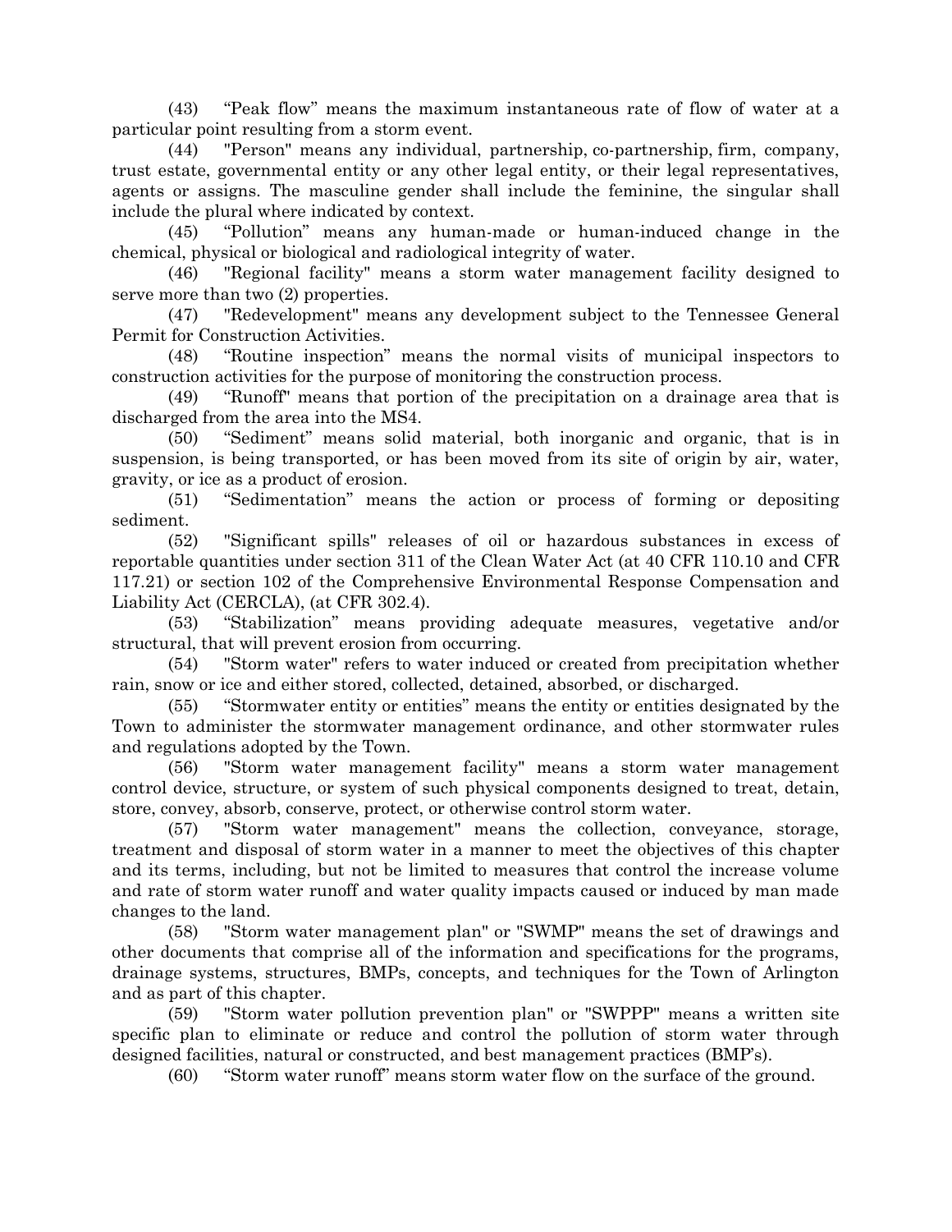(43) "Peak flow" means the maximum instantaneous rate of flow of water at a particular point resulting from a storm event.

(44) "Person" means any individual, partnership, co-partnership, firm, company, trust estate, governmental entity or any other legal entity, or their legal representatives, agents or assigns. The masculine gender shall include the feminine, the singular shall include the plural where indicated by context.

(45) "Pollution" means any human-made or human-induced change in the chemical, physical or biological and radiological integrity of water.

(46) "Regional facility" means a storm water management facility designed to serve more than two (2) properties.

(47) "Redevelopment" means any development subject to the Tennessee General Permit for Construction Activities.

(48) "Routine inspection" means the normal visits of municipal inspectors to construction activities for the purpose of monitoring the construction process.

(49) "Runoff" means that portion of the precipitation on a drainage area that is discharged from the area into the MS4.

(50) "Sediment" means solid material, both inorganic and organic, that is in suspension, is being transported, or has been moved from its site of origin by air, water, gravity, or ice as a product of erosion.

(51) "Sedimentation" means the action or process of forming or depositing sediment.

(52) "Significant spills" releases of oil or hazardous substances in excess of reportable quantities under section 311 of the Clean Water Act (at 40 CFR 110.10 and CFR 117.21) or section 102 of the Comprehensive Environmental Response Compensation and Liability Act (CERCLA), (at CFR 302.4).

(53) "Stabilization" means providing adequate measures, vegetative and/or structural, that will prevent erosion from occurring.

(54) "Storm water" refers to water induced or created from precipitation whether rain, snow or ice and either stored, collected, detained, absorbed, or discharged.

(55) "Stormwater entity or entities" means the entity or entities designated by the Town to administer the stormwater management ordinance, and other stormwater rules and regulations adopted by the Town.

(56) "Storm water management facility" means a storm water management control device, structure, or system of such physical components designed to treat, detain, store, convey, absorb, conserve, protect, or otherwise control storm water.

(57) "Storm water management" means the collection, conveyance, storage, treatment and disposal of storm water in a manner to meet the objectives of this chapter and its terms, including, but not be limited to measures that control the increase volume and rate of storm water runoff and water quality impacts caused or induced by man made changes to the land.

(58) "Storm water management plan" or "SWMP" means the set of drawings and other documents that comprise all of the information and specifications for the programs, drainage systems, structures, BMPs, concepts, and techniques for the Town of Arlington and as part of this chapter.

(59) "Storm water pollution prevention plan" or "SWPPP" means a written site specific plan to eliminate or reduce and control the pollution of storm water through designed facilities, natural or constructed, and best management practices (BMP's).

(60) "Storm water runoff" means storm water flow on the surface of the ground.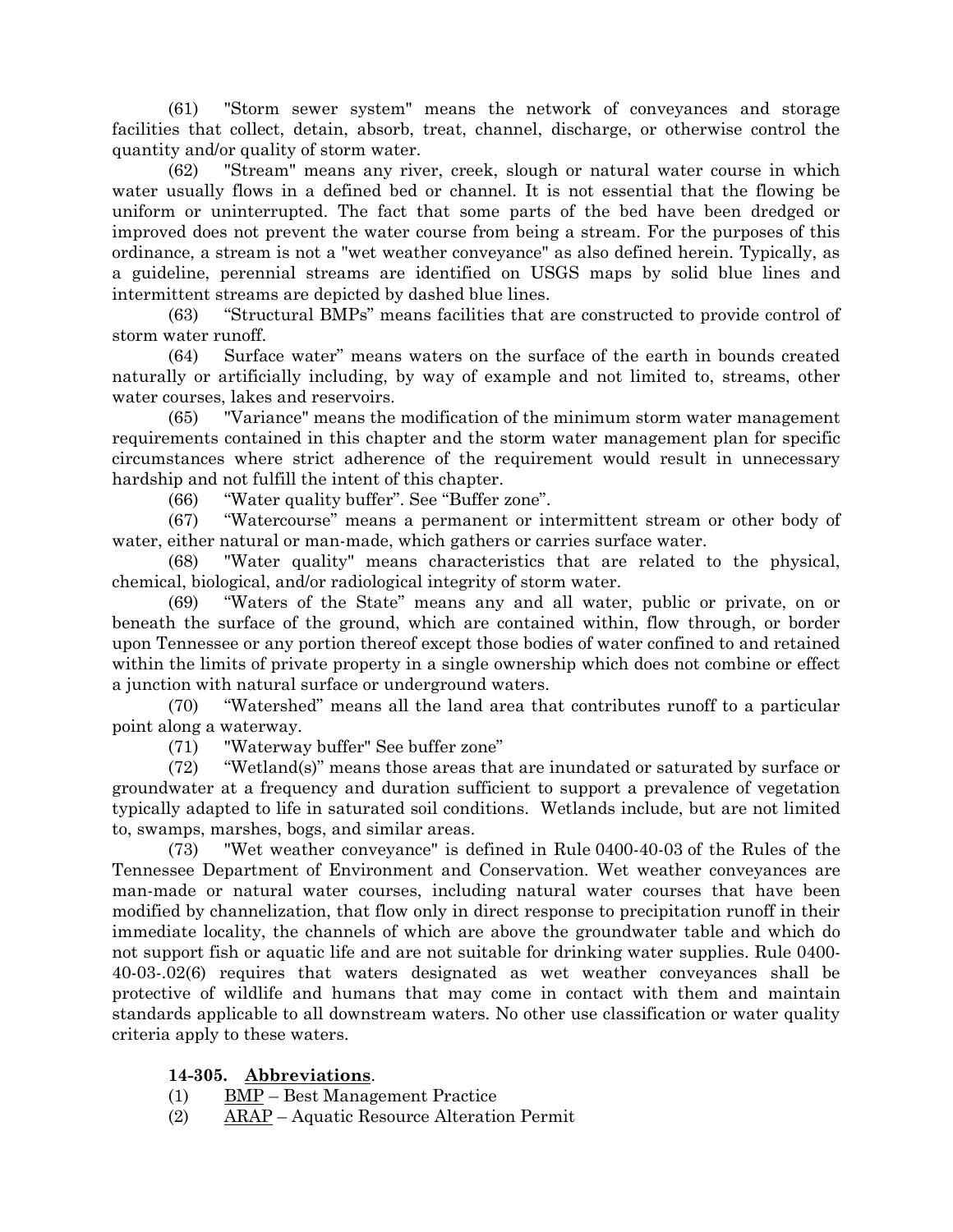(61) "Storm sewer system" means the network of conveyances and storage facilities that collect, detain, absorb, treat, channel, discharge, or otherwise control the quantity and/or quality of storm water.

(62) "Stream" means any river, creek, slough or natural water course in which water usually flows in a defined bed or channel. It is not essential that the flowing be uniform or uninterrupted. The fact that some parts of the bed have been dredged or improved does not prevent the water course from being a stream. For the purposes of this ordinance, a stream is not a "wet weather conveyance" as also defined herein. Typically, as a guideline, perennial streams are identified on USGS maps by solid blue lines and intermittent streams are depicted by dashed blue lines.

(63) "Structural BMPs" means facilities that are constructed to provide control of storm water runoff.

(64) Surface water" means waters on the surface of the earth in bounds created naturally or artificially including, by way of example and not limited to, streams, other water courses, lakes and reservoirs.

(65) "Variance" means the modification of the minimum storm water management requirements contained in this chapter and the storm water management plan for specific circumstances where strict adherence of the requirement would result in unnecessary hardship and not fulfill the intent of this chapter.

(66) "Water quality buffer". See "Buffer zone".

(67) "Watercourse" means a permanent or intermittent stream or other body of water, either natural or man-made, which gathers or carries surface water.

(68) "Water quality" means characteristics that are related to the physical, chemical, biological, and/or radiological integrity of storm water.

(69) "Waters of the State" means any and all water, public or private, on or beneath the surface of the ground, which are contained within, flow through, or border upon Tennessee or any portion thereof except those bodies of water confined to and retained within the limits of private property in a single ownership which does not combine or effect a junction with natural surface or underground waters.

(70) "Watershed" means all the land area that contributes runoff to a particular point along a waterway.

(71) "Waterway buffer" See buffer zone"

(72) "Wetland(s)" means those areas that are inundated or saturated by surface or groundwater at a frequency and duration sufficient to support a prevalence of vegetation typically adapted to life in saturated soil conditions. Wetlands include, but are not limited to, swamps, marshes, bogs, and similar areas.

(73) "Wet weather conveyance" is defined in Rule 0400-40-03 of the Rules of the Tennessee Department of Environment and Conservation. Wet weather conveyances are man-made or natural water courses, including natural water courses that have been modified by channelization, that flow only in direct response to precipitation runoff in their immediate locality, the channels of which are above the groundwater table and which do not support fish or aquatic life and are not suitable for drinking water supplies. Rule 0400-40-03-.02(6) requires that waters designated as wet weather conveyances shall be protective of wildlife and humans that may come in contact with them and maintain standards applicable to all downstream waters. No other use classification or water quality criteria apply to these waters.

**14-305. Abbreviations.**

(1) BMP – Best Management Practice

(2) ARAP – Aquatic Resource Alteration Permit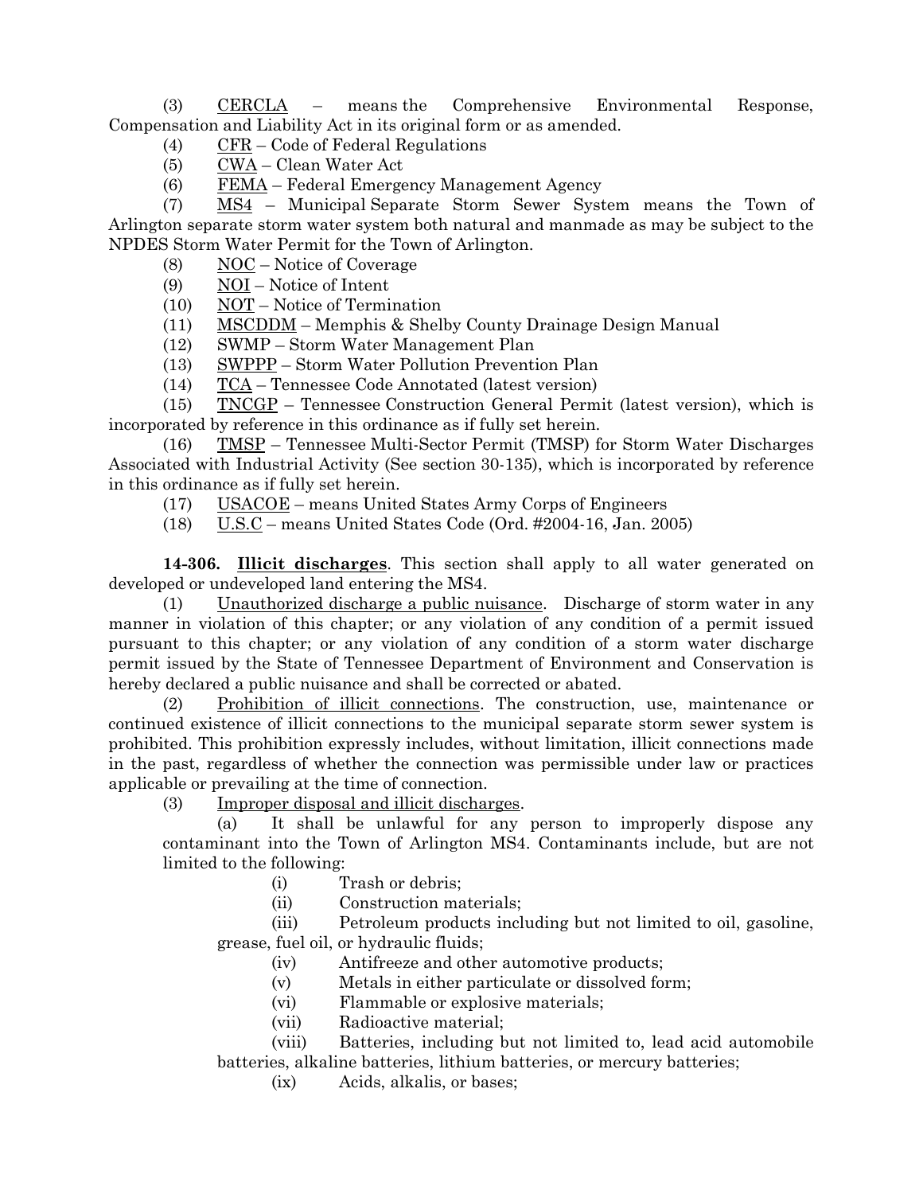(3) CERCLA – means the Comprehensive Environmental Response, Compensation and Liability Act in its original form or as amended.

(4) CFR – Code of Federal Regulations

(5) CWA – Clean Water Act

(6) FEMA – Federal Emergency Management Agency

(7) MS4 – Municipal Separate Storm Sewer System means the Town of Arlington separate storm water system both natural and manmade as may be subject to the NPDES Storm Water Permit for the Town of Arlington.

(8) NOC – Notice of Coverage

(9) NOI – Notice of Intent

(10) NOT – Notice of Termination

(11) MSCDDM – Memphis & Shelby County Drainage Design Manual

(12) SWMP – Storm Water Management Plan

(13) SWPPP – Storm Water Pollution Prevention Plan

(14) TCA – Tennessee Code Annotated (latest version)

(15) TNCGP – Tennessee Construction General Permit (latest version), which is incorporated by reference in this ordinance as if fully set herein.

(16) TMSP – Tennessee Multi-Sector Permit (TMSP) for Storm Water Discharges Associated with Industrial Activity (See section 30-135), which is incorporated by reference in this ordinance as if fully set herein.

(17) USACOE – means United States Army Corps of Engineers

(18) U.S.C – means United States Code (Ord. #2004-16, Jan. 2005)

**14-306. Illicit discharges**. This section shall apply to all water generated on developed or undeveloped land entering the MS4.

(1) Unauthorized discharge a public nuisance. Discharge of storm water in any manner in violation of this chapter; or any violation of any condition of a permit issued pursuant to this chapter; or any violation of any condition of a storm water discharge permit issued by the State of Tennessee Department of Environment and Conservation is hereby declared a public nuisance and shall be corrected or abated.

(2) Prohibition of illicit connections. The construction, use, maintenance or continued existence of illicit connections to the municipal separate storm sewer system is prohibited. This prohibition expressly includes, without limitation, illicit connections made in the past, regardless of whether the connection was permissible under law or practices applicable or prevailing at the time of connection.

(3) Improper disposal and illicit discharges.

(a) It shall be unlawful for any person to improperly dispose any contaminant into the Town of Arlington MS4. Contaminants include, but are not limited to the following:

(i) Trash or debris;

(ii) Construction materials;

(iii) Petroleum products including but not limited to oil, gasoline, grease, fuel oil, or hydraulic fluids;

(iv) Antifreeze and other automotive products;

(v) Metals in either particulate or dissolved form;

(vi) Flammable or explosive materials;

(vii) Radioactive material;

(viii) Batteries, including but not limited to, lead acid automobile batteries, alkaline batteries, lithium batteries, or mercury batteries;

(ix) Acids, alkalis, or bases;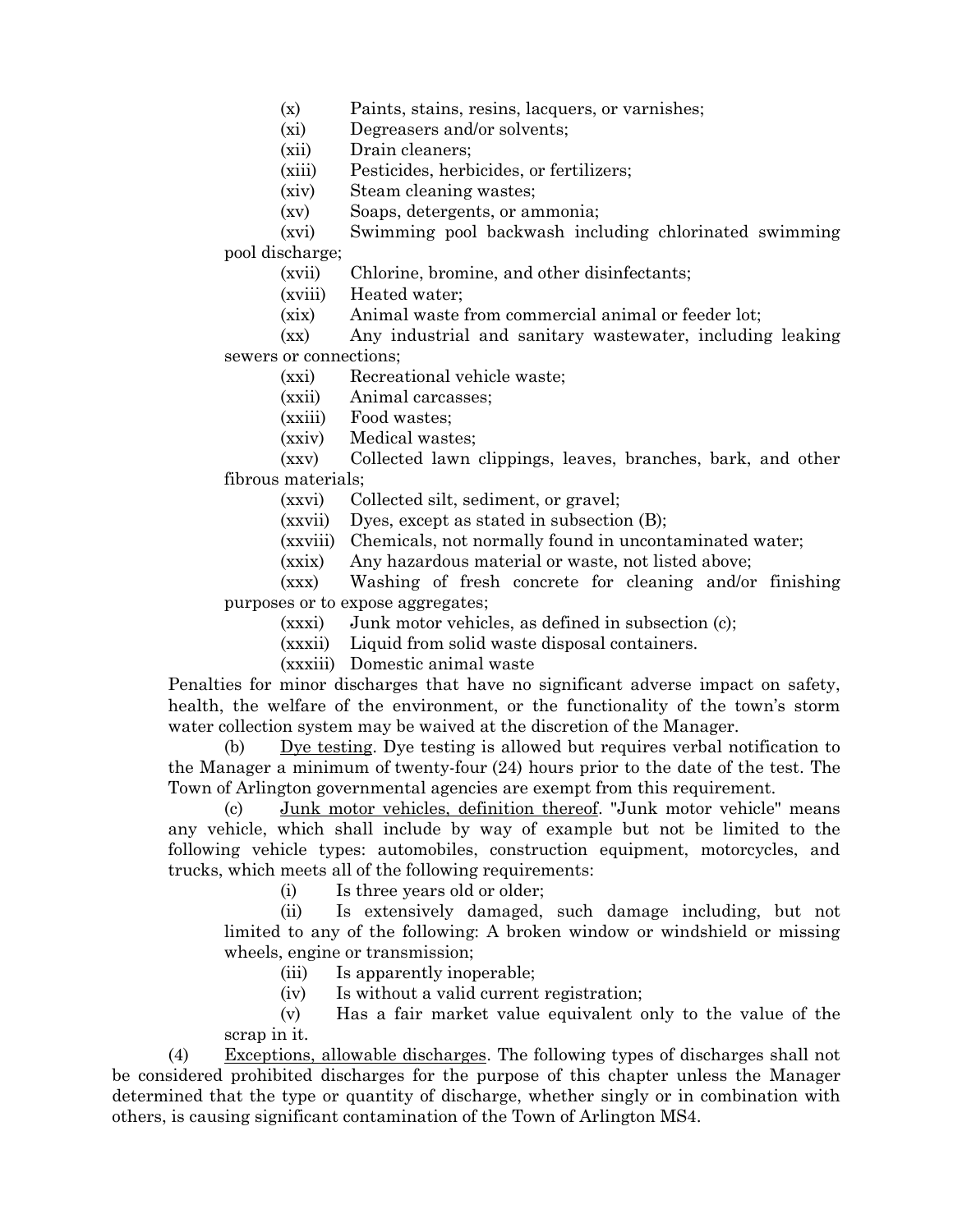(x) Paints, stains, resins, lacquers, or varnishes;
(xi) Degreasers and/or solvents;
(xii) Drain cleaners;
(xiii) Pesticides, herbicides, or fertilizers;
(xiv) Steam cleaning wastes;
(xv) Soaps, detergents, or ammonia;
(xvi) Swimming pool backwash including chlorinated swimming pool discharge;
(xvii) Chlorine, bromine, and other disinfectants;
(xviii) Heated water;
(xix) Animal waste from commercial animal or feeder lot;
(xx) Any industrial and sanitary wastewater, including leaking sewers or connections;
(xxi) Recreational vehicle waste;
(xxii) Animal carcasses;
(xxiii) Food wastes;
(xxiv) Medical wastes;
(xxv) Collected lawn clippings, leaves, branches, bark, and other fibrous materials;
(xxvi) Collected silt, sediment, or gravel;
(xxvii) Dyes, except as stated in subsection (B);
(xxviii) Chemicals, not normally found in uncontaminated water;
(xxix) Any hazardous material or waste, not listed above;
(xxx) Washing of fresh concrete for cleaning and/or finishing purposes or to expose aggregates;
(xxxi) Junk motor vehicles, as defined in subsection (c);
(xxxii) Liquid from solid waste disposal containers.
(xxxiii) Domestic animal waste

Penalties for minor discharges that have no significant adverse impact on safety, health, the welfare of the environment, or the functionality of the town's storm water collection system may be waived at the discretion of the Manager.

(b) Dye testing. Dye testing is allowed but requires verbal notification to the Manager a minimum of twenty-four (24) hours prior to the date of the test. The Town of Arlington governmental agencies are exempt from this requirement.

(c) Junk motor vehicles, definition thereof. "Junk motor vehicle" means any vehicle, which shall include by way of example but not be limited to the following vehicle types: automobiles, construction equipment, motorcycles, and trucks, which meets all of the following requirements:

(i) Is three years old or older;
(ii) Is extensively damaged, such damage including, but not limited to any of the following: A broken window or windshield or missing wheels, engine or transmission;
(iii) Is apparently inoperable;
(iv) Is without a valid current registration;
(v) Has a fair market value equivalent only to the value of the scrap in it.

(4) Exceptions, allowable discharges. The following types of discharges shall not be considered prohibited discharges for the purpose of this chapter unless the Manager determined that the type or quantity of discharge, whether singly or in combination with others, is causing significant contamination of the Town of Arlington MS4.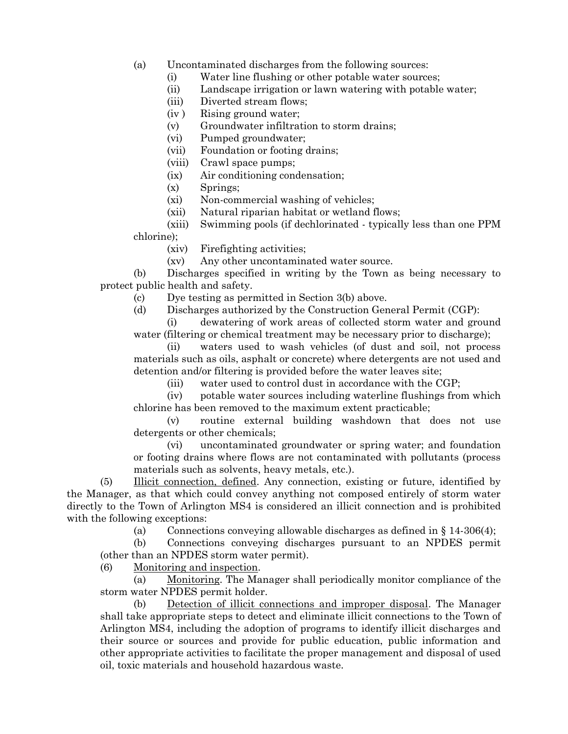(a) Uncontaminated discharges from the following sources:

(i) Water line flushing or other potable water sources;

(ii) Landscape irrigation or lawn watering with potable water;

(iii) Diverted stream flows;

(iv ) Rising ground water;

(v) Groundwater infiltration to storm drains;

(vi) Pumped groundwater;

(vii) Foundation or footing drains;

(viii) Crawl space pumps;

(ix) Air conditioning condensation;

(x) Springs;

(xi) Non-commercial washing of vehicles;

(xii) Natural riparian habitat or wetland flows;

(xiii) Swimming pools (if dechlorinated - typically less than one PPM chlorine);

(xiv) Firefighting activities;

(xv) Any other uncontaminated water source.

(b) Discharges specified in writing by the Town as being necessary to protect public health and safety.

(c) Dye testing as permitted in Section 3(b) above.

(d) Discharges authorized by the Construction General Permit (CGP):

(i) dewatering of work areas of collected storm water and ground water (filtering or chemical treatment may be necessary prior to discharge);

(ii) waters used to wash vehicles (of dust and soil, not process materials such as oils, asphalt or concrete) where detergents are not used and detention and/or filtering is provided before the water leaves site;

(iii) water used to control dust in accordance with the CGP;

(iv) potable water sources including waterline flushings from which chlorine has been removed to the maximum extent practicable;

(v) routine external building washdown that does not use detergents or other chemicals;

(vi) uncontaminated groundwater or spring water; and foundation or footing drains where flows are not contaminated with pollutants (process materials such as solvents, heavy metals, etc.).

(5) Illicit connection, defined. Any connection, existing or future, identified by the Manager, as that which could convey anything not composed entirely of storm water directly to the Town of Arlington MS4 is considered an illicit connection and is prohibited with the following exceptions:

(a) Connections conveying allowable discharges as defined in § 14-306(4);

(b) Connections conveying discharges pursuant to an NPDES permit (other than an NPDES storm water permit).

(6) Monitoring and inspection.

(a) Monitoring. The Manager shall periodically monitor compliance of the storm water NPDES permit holder.

(b) Detection of illicit connections and improper disposal. The Manager shall take appropriate steps to detect and eliminate illicit connections to the Town of Arlington MS4, including the adoption of programs to identify illicit discharges and their source or sources and provide for public education, public information and other appropriate activities to facilitate the proper management and disposal of used oil, toxic materials and household hazardous waste.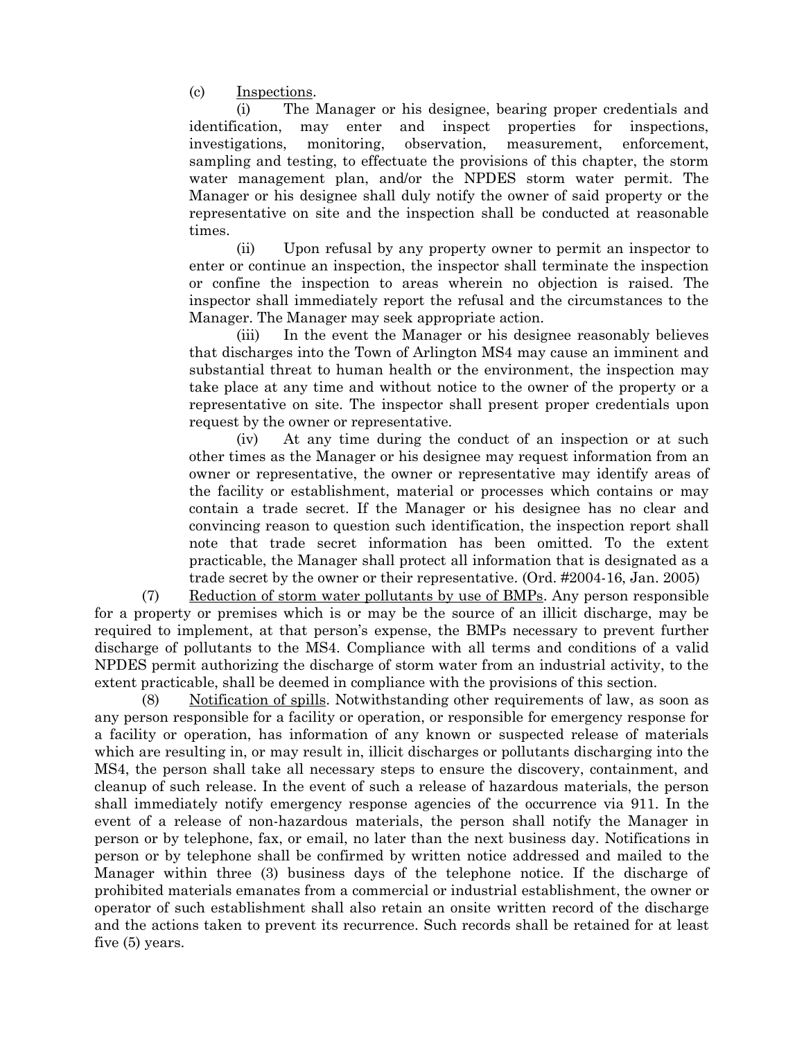(c) Inspections.

(i) The Manager or his designee, bearing proper credentials and identification, may enter and inspect properties for inspections, investigations, monitoring, observation, measurement, enforcement, sampling and testing, to effectuate the provisions of this chapter, the storm water management plan, and/or the NPDES storm water permit. The Manager or his designee shall duly notify the owner of said property or the representative on site and the inspection shall be conducted at reasonable times.

(ii) Upon refusal by any property owner to permit an inspector to enter or continue an inspection, the inspector shall terminate the inspection or confine the inspection to areas wherein no objection is raised. The inspector shall immediately report the refusal and the circumstances to the Manager. The Manager may seek appropriate action.

(iii) In the event the Manager or his designee reasonably believes that discharges into the Town of Arlington MS4 may cause an imminent and substantial threat to human health or the environment, the inspection may take place at any time and without notice to the owner of the property or a representative on site. The inspector shall present proper credentials upon request by the owner or representative.

(iv) At any time during the conduct of an inspection or at such other times as the Manager or his designee may request information from an owner or representative, the owner or representative may identify areas of the facility or establishment, material or processes which contains or may contain a trade secret. If the Manager or his designee has no clear and convincing reason to question such identification, the inspection report shall note that trade secret information has been omitted. To the extent practicable, the Manager shall protect all information that is designated as a trade secret by the owner or their representative. (Ord. #2004-16, Jan. 2005)

(7) Reduction of storm water pollutants by use of BMPs. Any person responsible for a property or premises which is or may be the source of an illicit discharge, may be required to implement, at that person's expense, the BMPs necessary to prevent further discharge of pollutants to the MS4. Compliance with all terms and conditions of a valid NPDES permit authorizing the discharge of storm water from an industrial activity, to the extent practicable, shall be deemed in compliance with the provisions of this section.

(8) Notification of spills. Notwithstanding other requirements of law, as soon as any person responsible for a facility or operation, or responsible for emergency response for a facility or operation, has information of any known or suspected release of materials which are resulting in, or may result in, illicit discharges or pollutants discharging into the MS4, the person shall take all necessary steps to ensure the discovery, containment, and cleanup of such release. In the event of such a release of hazardous materials, the person shall immediately notify emergency response agencies of the occurrence via 911. In the event of a release of non-hazardous materials, the person shall notify the Manager in person or by telephone, fax, or email, no later than the next business day. Notifications in person or by telephone shall be confirmed by written notice addressed and mailed to the Manager within three (3) business days of the telephone notice. If the discharge of prohibited materials emanates from a commercial or industrial establishment, the owner or operator of such establishment shall also retain an onsite written record of the discharge and the actions taken to prevent its recurrence. Such records shall be retained for at least five (5) years.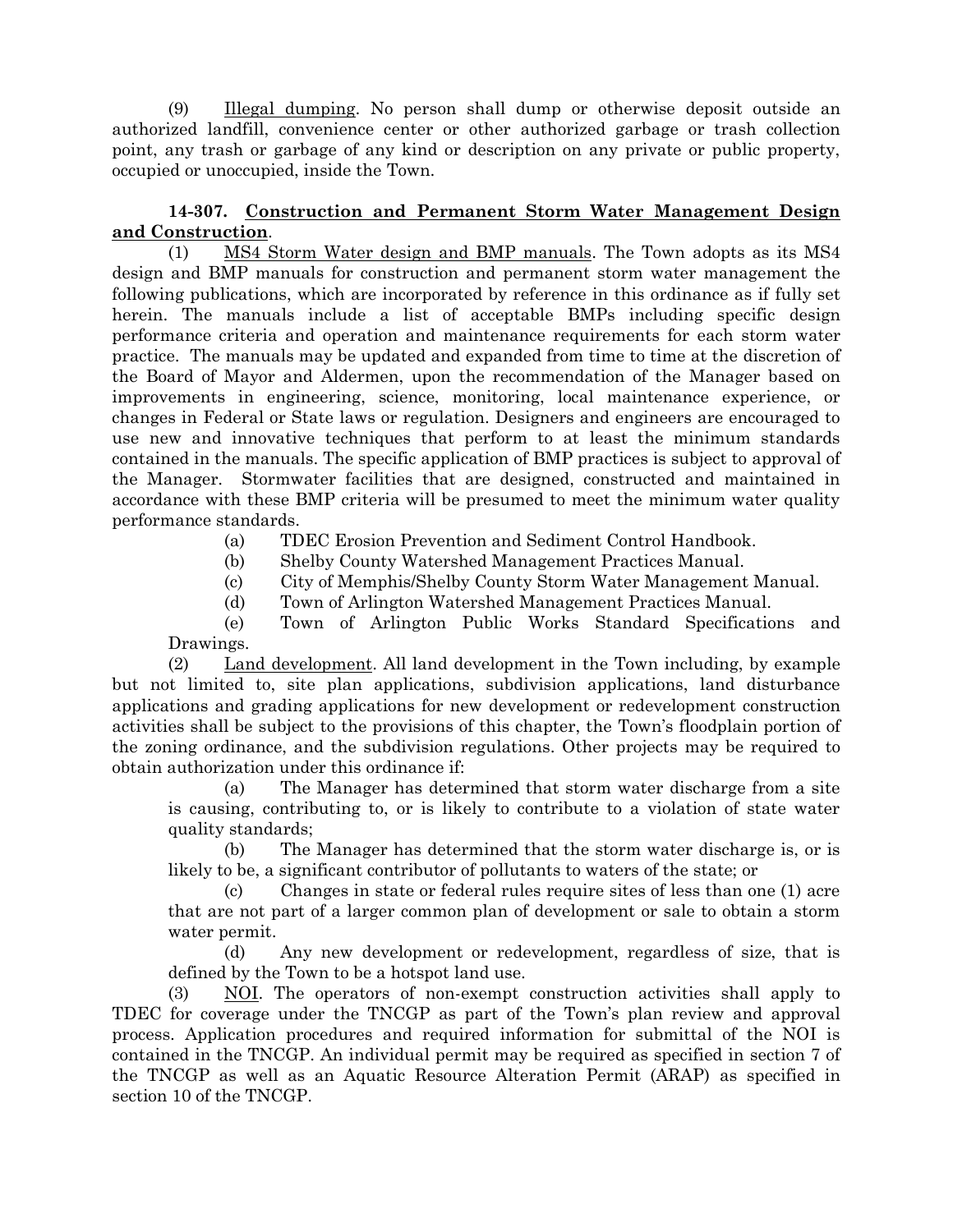(9) Illegal dumping. No person shall dump or otherwise deposit outside an authorized landfill, convenience center or other authorized garbage or trash collection point, any trash or garbage of any kind or description on any private or public property, occupied or unoccupied, inside the Town.

**14-307. Construction and Permanent Storm Water Management Design and Construction**.

(1) MS4 Storm Water design and BMP manuals. The Town adopts as its MS4 design and BMP manuals for construction and permanent storm water management the following publications, which are incorporated by reference in this ordinance as if fully set herein. The manuals include a list of acceptable BMPs including specific design performance criteria and operation and maintenance requirements for each storm water practice. The manuals may be updated and expanded from time to time at the discretion of the Board of Mayor and Aldermen, upon the recommendation of the Manager based on improvements in engineering, science, monitoring, local maintenance experience, or changes in Federal or State laws or regulation. Designers and engineers are encouraged to use new and innovative techniques that perform to at least the minimum standards contained in the manuals. The specific application of BMP practices is subject to approval of the Manager. Stormwater facilities that are designed, constructed and maintained in accordance with these BMP criteria will be presumed to meet the minimum water quality performance standards.

(a) TDEC Erosion Prevention and Sediment Control Handbook.

(b) Shelby County Watershed Management Practices Manual.

(c) City of Memphis/Shelby County Storm Water Management Manual.

(d) Town of Arlington Watershed Management Practices Manual.

(e) Town of Arlington Public Works Standard Specifications and Drawings.

(2) Land development. All land development in the Town including, by example but not limited to, site plan applications, subdivision applications, land disturbance applications and grading applications for new development or redevelopment construction activities shall be subject to the provisions of this chapter, the Town's floodplain portion of the zoning ordinance, and the subdivision regulations. Other projects may be required to obtain authorization under this ordinance if:

(a) The Manager has determined that storm water discharge from a site is causing, contributing to, or is likely to contribute to a violation of state water quality standards;

(b) The Manager has determined that the storm water discharge is, or is likely to be, a significant contributor of pollutants to waters of the state; or

(c) Changes in state or federal rules require sites of less than one (1) acre that are not part of a larger common plan of development or sale to obtain a storm water permit.

(d) Any new development or redevelopment, regardless of size, that is defined by the Town to be a hotspot land use.

(3) NOI. The operators of non-exempt construction activities shall apply to TDEC for coverage under the TNCGP as part of the Town's plan review and approval process. Application procedures and required information for submittal of the NOI is contained in the TNCGP. An individual permit may be required as specified in section 7 of the TNCGP as well as an Aquatic Resource Alteration Permit (ARAP) as specified in section 10 of the TNCGP.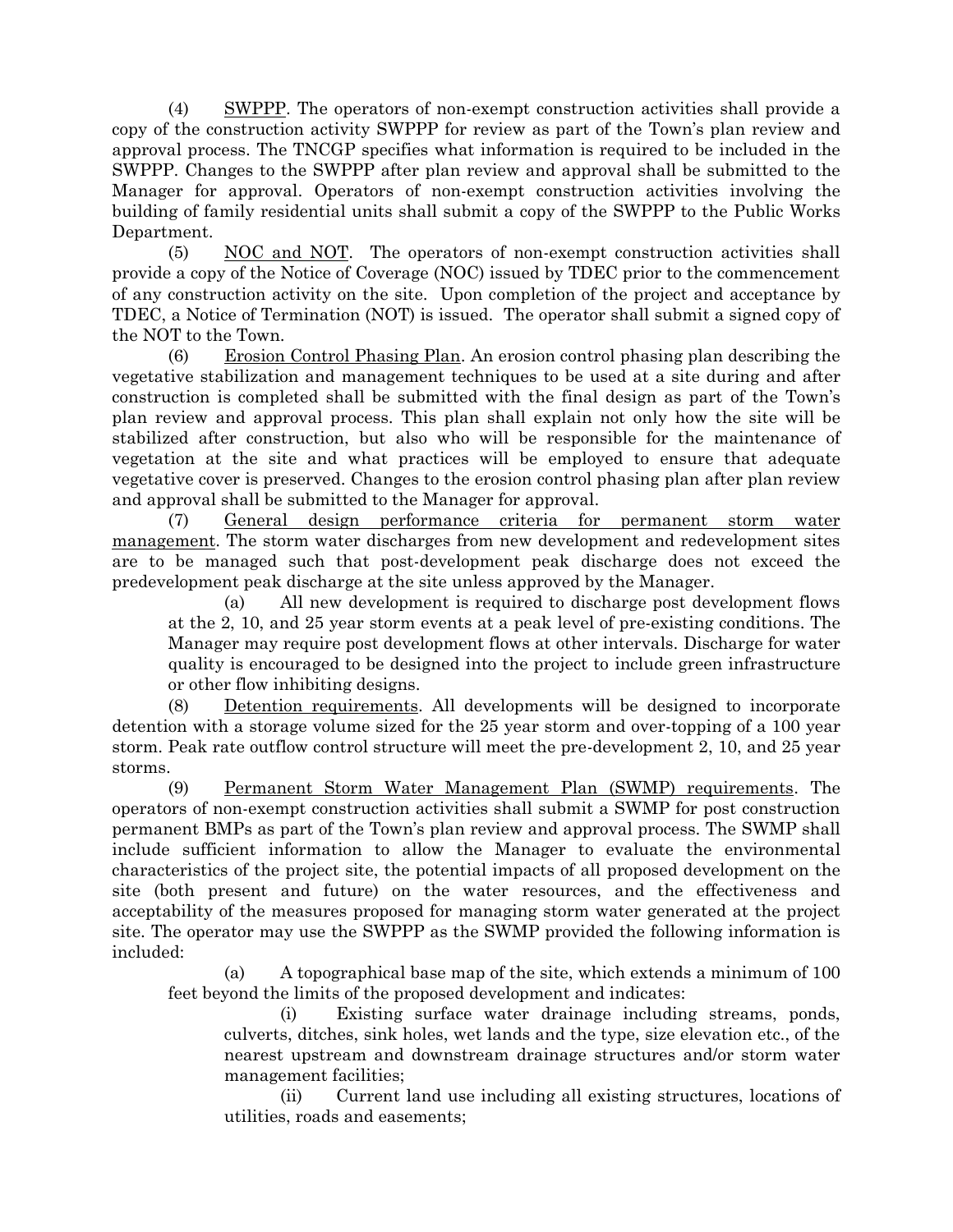(4) SWPPP. The operators of non-exempt construction activities shall provide a copy of the construction activity SWPPP for review as part of the Town's plan review and approval process. The TNCGP specifies what information is required to be included in the SWPPP. Changes to the SWPPP after plan review and approval shall be submitted to the Manager for approval. Operators of non-exempt construction activities involving the building of family residential units shall submit a copy of the SWPPP to the Public Works Department.

(5) NOC and NOT. The operators of non-exempt construction activities shall provide a copy of the Notice of Coverage (NOC) issued by TDEC prior to the commencement of any construction activity on the site. Upon completion of the project and acceptance by TDEC, a Notice of Termination (NOT) is issued. The operator shall submit a signed copy of the NOT to the Town.

(6) Erosion Control Phasing Plan. An erosion control phasing plan describing the vegetative stabilization and management techniques to be used at a site during and after construction is completed shall be submitted with the final design as part of the Town's plan review and approval process. This plan shall explain not only how the site will be stabilized after construction, but also who will be responsible for the maintenance of vegetation at the site and what practices will be employed to ensure that adequate vegetative cover is preserved. Changes to the erosion control phasing plan after plan review and approval shall be submitted to the Manager for approval.

(7) General design performance criteria for permanent storm water management. The storm water discharges from new development and redevelopment sites are to be managed such that post-development peak discharge does not exceed the predevelopment peak discharge at the site unless approved by the Manager.

(a) All new development is required to discharge post development flows at the 2, 10, and 25 year storm events at a peak level of pre-existing conditions. The Manager may require post development flows at other intervals. Discharge for water quality is encouraged to be designed into the project to include green infrastructure or other flow inhibiting designs.

(8) Detention requirements. All developments will be designed to incorporate detention with a storage volume sized for the 25 year storm and over-topping of a 100 year storm. Peak rate outflow control structure will meet the pre-development 2, 10, and 25 year storms.

(9) Permanent Storm Water Management Plan (SWMP) requirements. The operators of non-exempt construction activities shall submit a SWMP for post construction permanent BMPs as part of the Town's plan review and approval process. The SWMP shall include sufficient information to allow the Manager to evaluate the environmental characteristics of the project site, the potential impacts of all proposed development on the site (both present and future) on the water resources, and the effectiveness and acceptability of the measures proposed for managing storm water generated at the project site. The operator may use the SWPPP as the SWMP provided the following information is included:

(a) A topographical base map of the site, which extends a minimum of 100 feet beyond the limits of the proposed development and indicates:

(i) Existing surface water drainage including streams, ponds, culverts, ditches, sink holes, wet lands and the type, size elevation etc., of the nearest upstream and downstream drainage structures and/or storm water management facilities;

(ii) Current land use including all existing structures, locations of utilities, roads and easements;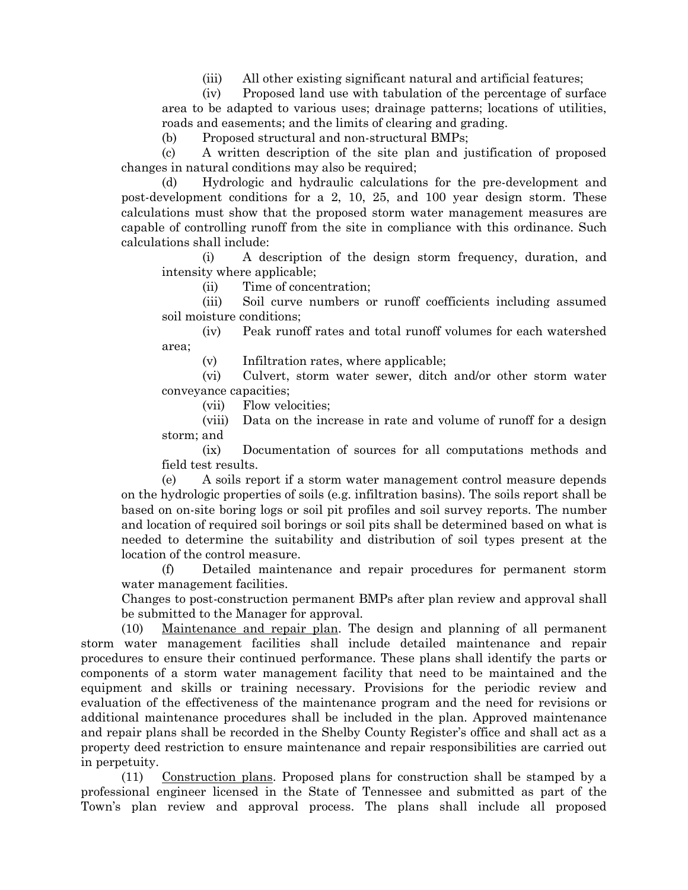(iii) All other existing significant natural and artificial features;

(iv) Proposed land use with tabulation of the percentage of surface area to be adapted to various uses; drainage patterns; locations of utilities, roads and easements; and the limits of clearing and grading.

(b) Proposed structural and non-structural BMPs;

(c) A written description of the site plan and justification of proposed changes in natural conditions may also be required;

(d) Hydrologic and hydraulic calculations for the pre-development and post-development conditions for a 2, 10, 25, and 100 year design storm. These calculations must show that the proposed storm water management measures are capable of controlling runoff from the site in compliance with this ordinance. Such calculations shall include:

(i) A description of the design storm frequency, duration, and intensity where applicable;

(ii) Time of concentration;

(iii) Soil curve numbers or runoff coefficients including assumed soil moisture conditions;

(iv) Peak runoff rates and total runoff volumes for each watershed area;

(v) Infiltration rates, where applicable;

(vi) Culvert, storm water sewer, ditch and/or other storm water conveyance capacities;

(vii) Flow velocities;

(viii) Data on the increase in rate and volume of runoff for a design storm; and

(ix) Documentation of sources for all computations methods and field test results.

(e) A soils report if a storm water management control measure depends on the hydrologic properties of soils (e.g. infiltration basins). The soils report shall be based on on-site boring logs or soil pit profiles and soil survey reports. The number and location of required soil borings or soil pits shall be determined based on what is needed to determine the suitability and distribution of soil types present at the location of the control measure.

(f) Detailed maintenance and repair procedures for permanent storm water management facilities.

Changes to post-construction permanent BMPs after plan review and approval shall be submitted to the Manager for approval.

(10) Maintenance and repair plan. The design and planning of all permanent storm water management facilities shall include detailed maintenance and repair procedures to ensure their continued performance. These plans shall identify the parts or components of a storm water management facility that need to be maintained and the equipment and skills or training necessary. Provisions for the periodic review and evaluation of the effectiveness of the maintenance program and the need for revisions or additional maintenance procedures shall be included in the plan. Approved maintenance and repair plans shall be recorded in the Shelby County Register's office and shall act as a property deed restriction to ensure maintenance and repair responsibilities are carried out in perpetuity.

(11) Construction plans. Proposed plans for construction shall be stamped by a professional engineer licensed in the State of Tennessee and submitted as part of the Town's plan review and approval process. The plans shall include all proposed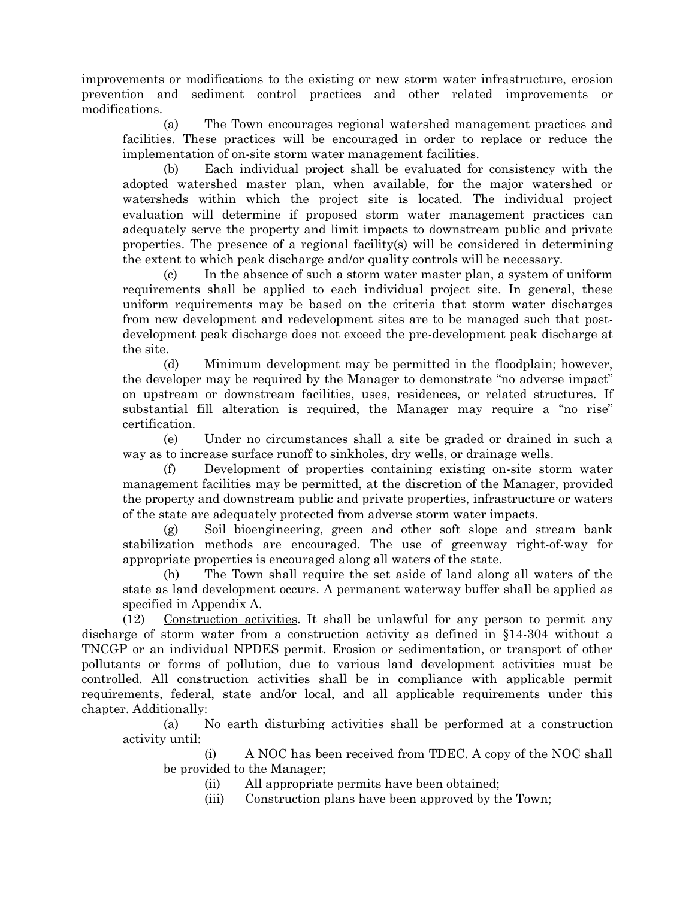improvements or modifications to the existing or new storm water infrastructure, erosion prevention and sediment control practices and other related improvements or modifications.

(a) The Town encourages regional watershed management practices and facilities. These practices will be encouraged in order to replace or reduce the implementation of on-site storm water management facilities.

(b) Each individual project shall be evaluated for consistency with the adopted watershed master plan, when available, for the major watershed or watersheds within which the project site is located. The individual project evaluation will determine if proposed storm water management practices can adequately serve the property and limit impacts to downstream public and private properties. The presence of a regional facility(s) will be considered in determining the extent to which peak discharge and/or quality controls will be necessary.

(c) In the absence of such a storm water master plan, a system of uniform requirements shall be applied to each individual project site. In general, these uniform requirements may be based on the criteria that storm water discharges from new development and redevelopment sites are to be managed such that post-development peak discharge does not exceed the pre-development peak discharge at the site.

(d) Minimum development may be permitted in the floodplain; however, the developer may be required by the Manager to demonstrate "no adverse impact" on upstream or downstream facilities, uses, residences, or related structures. If substantial fill alteration is required, the Manager may require a "no rise" certification.

(e) Under no circumstances shall a site be graded or drained in such a way as to increase surface runoff to sinkholes, dry wells, or drainage wells.

(f) Development of properties containing existing on-site storm water management facilities may be permitted, at the discretion of the Manager, provided the property and downstream public and private properties, infrastructure or waters of the state are adequately protected from adverse storm water impacts.

(g) Soil bioengineering, green and other soft slope and stream bank stabilization methods are encouraged. The use of greenway right-of-way for appropriate properties is encouraged along all waters of the state.

(h) The Town shall require the set aside of land along all waters of the state as land development occurs. A permanent waterway buffer shall be applied as specified in Appendix A.

(12) Construction activities. It shall be unlawful for any person to permit any discharge of storm water from a construction activity as defined in §14-304 without a TNCGP or an individual NPDES permit. Erosion or sedimentation, or transport of other pollutants or forms of pollution, due to various land development activities must be controlled. All construction activities shall be in compliance with applicable permit requirements, federal, state and/or local, and all applicable requirements under this chapter. Additionally:

(a) No earth disturbing activities shall be performed at a construction activity until:

(i) A NOC has been received from TDEC. A copy of the NOC shall be provided to the Manager;

(ii) All appropriate permits have been obtained;

(iii) Construction plans have been approved by the Town;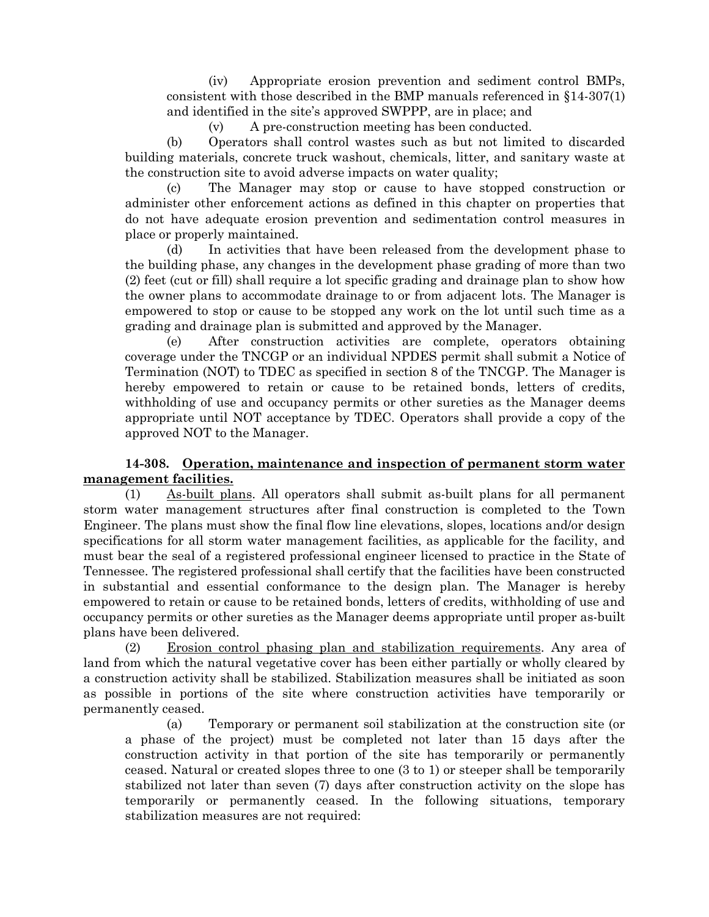(iv) Appropriate erosion prevention and sediment control BMPs, consistent with those described in the BMP manuals referenced in §14-307(1) and identified in the site's approved SWPPP, are in place; and

(v) A pre-construction meeting has been conducted.

(b) Operators shall control wastes such as but not limited to discarded building materials, concrete truck washout, chemicals, litter, and sanitary waste at the construction site to avoid adverse impacts on water quality;

(c) The Manager may stop or cause to have stopped construction or administer other enforcement actions as defined in this chapter on properties that do not have adequate erosion prevention and sedimentation control measures in place or properly maintained.

(d) In activities that have been released from the development phase to the building phase, any changes in the development phase grading of more than two (2) feet (cut or fill) shall require a lot specific grading and drainage plan to show how the owner plans to accommodate drainage to or from adjacent lots. The Manager is empowered to stop or cause to be stopped any work on the lot until such time as a grading and drainage plan is submitted and approved by the Manager.

(e) After construction activities are complete, operators obtaining coverage under the TNCGP or an individual NPDES permit shall submit a Notice of Termination (NOT) to TDEC as specified in section 8 of the TNCGP. The Manager is hereby empowered to retain or cause to be retained bonds, letters of credits, withholding of use and occupancy permits or other sureties as the Manager deems appropriate until NOT acceptance by TDEC. Operators shall provide a copy of the approved NOT to the Manager.

**14-308. Operation, maintenance and inspection of permanent storm water management facilities.**

(1) As-built plans. All operators shall submit as-built plans for all permanent storm water management structures after final construction is completed to the Town Engineer. The plans must show the final flow line elevations, slopes, locations and/or design specifications for all storm water management facilities, as applicable for the facility, and must bear the seal of a registered professional engineer licensed to practice in the State of Tennessee. The registered professional shall certify that the facilities have been constructed in substantial and essential conformance to the design plan. The Manager is hereby empowered to retain or cause to be retained bonds, letters of credits, withholding of use and occupancy permits or other sureties as the Manager deems appropriate until proper as-built plans have been delivered.

(2) Erosion control phasing plan and stabilization requirements. Any area of land from which the natural vegetative cover has been either partially or wholly cleared by a construction activity shall be stabilized. Stabilization measures shall be initiated as soon as possible in portions of the site where construction activities have temporarily or permanently ceased.

(a) Temporary or permanent soil stabilization at the construction site (or a phase of the project) must be completed not later than 15 days after the construction activity in that portion of the site has temporarily or permanently ceased. Natural or created slopes three to one (3 to 1) or steeper shall be temporarily stabilized not later than seven (7) days after construction activity on the slope has temporarily or permanently ceased. In the following situations, temporary stabilization measures are not required: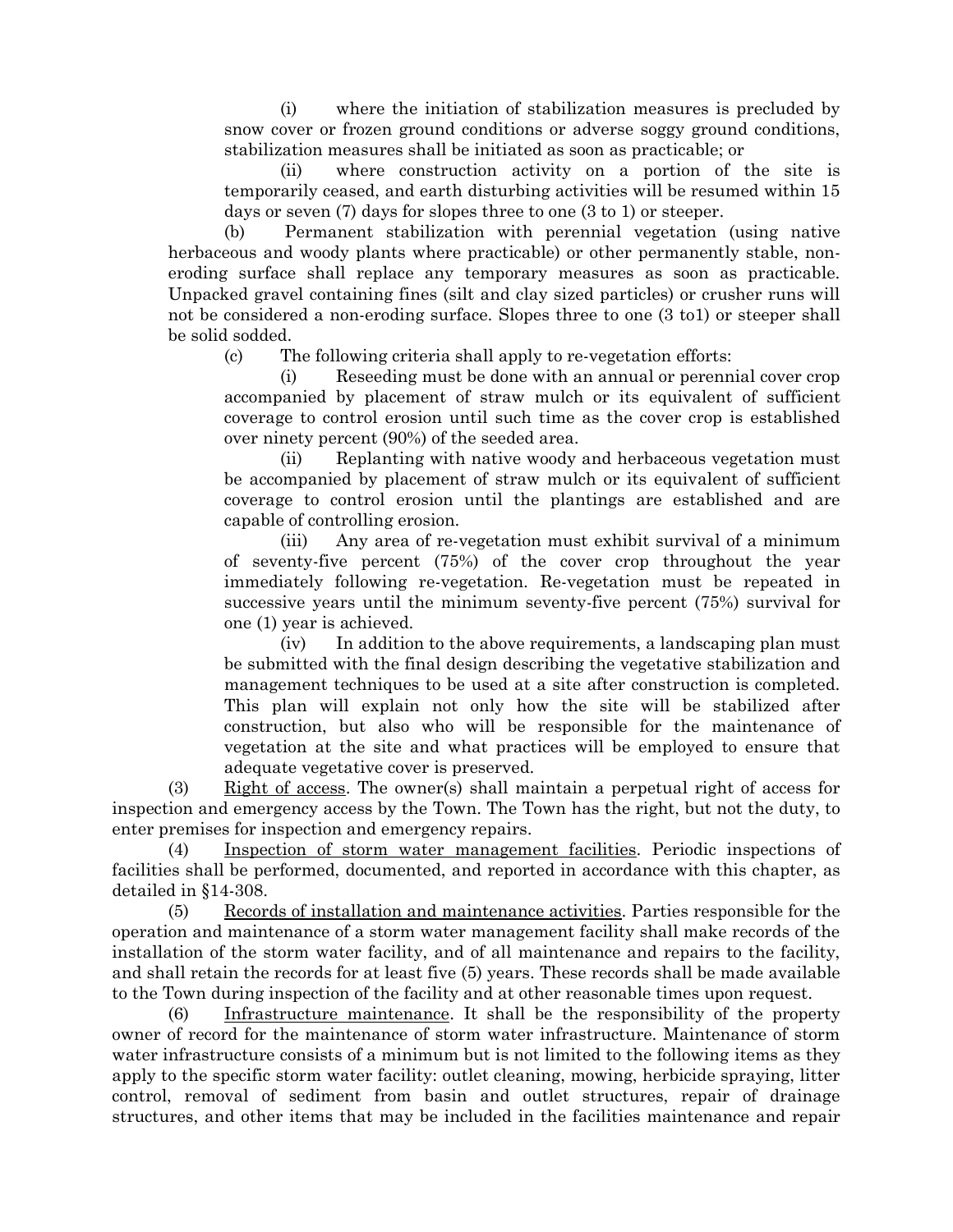(i) where the initiation of stabilization measures is precluded by snow cover or frozen ground conditions or adverse soggy ground conditions, stabilization measures shall be initiated as soon as practicable; or

(ii) where construction activity on a portion of the site is temporarily ceased, and earth disturbing activities will be resumed within 15 days or seven (7) days for slopes three to one (3 to 1) or steeper.

(b) Permanent stabilization with perennial vegetation (using native herbaceous and woody plants where practicable) or other permanently stable, non-eroding surface shall replace any temporary measures as soon as practicable. Unpacked gravel containing fines (silt and clay sized particles) or crusher runs will not be considered a non-eroding surface. Slopes three to one (3 to1) or steeper shall be solid sodded.

(c) The following criteria shall apply to re-vegetation efforts:

(i) Reseeding must be done with an annual or perennial cover crop accompanied by placement of straw mulch or its equivalent of sufficient coverage to control erosion until such time as the cover crop is established over ninety percent (90%) of the seeded area.

(ii) Replanting with native woody and herbaceous vegetation must be accompanied by placement of straw mulch or its equivalent of sufficient coverage to control erosion until the plantings are established and are capable of controlling erosion.

(iii) Any area of re-vegetation must exhibit survival of a minimum of seventy-five percent (75%) of the cover crop throughout the year immediately following re-vegetation. Re-vegetation must be repeated in successive years until the minimum seventy-five percent (75%) survival for one (1) year is achieved.

(iv) In addition to the above requirements, a landscaping plan must be submitted with the final design describing the vegetative stabilization and management techniques to be used at a site after construction is completed. This plan will explain not only how the site will be stabilized after construction, but also who will be responsible for the maintenance of vegetation at the site and what practices will be employed to ensure that adequate vegetative cover is preserved.

(3) Right of access. The owner(s) shall maintain a perpetual right of access for inspection and emergency access by the Town. The Town has the right, but not the duty, to enter premises for inspection and emergency repairs.

(4) Inspection of storm water management facilities. Periodic inspections of facilities shall be performed, documented, and reported in accordance with this chapter, as detailed in §14-308.

(5) Records of installation and maintenance activities. Parties responsible for the operation and maintenance of a storm water management facility shall make records of the installation of the storm water facility, and of all maintenance and repairs to the facility, and shall retain the records for at least five (5) years. These records shall be made available to the Town during inspection of the facility and at other reasonable times upon request.

(6) Infrastructure maintenance. It shall be the responsibility of the property owner of record for the maintenance of storm water infrastructure. Maintenance of storm water infrastructure consists of a minimum but is not limited to the following items as they apply to the specific storm water facility: outlet cleaning, mowing, herbicide spraying, litter control, removal of sediment from basin and outlet structures, repair of drainage structures, and other items that may be included in the facilities maintenance and repair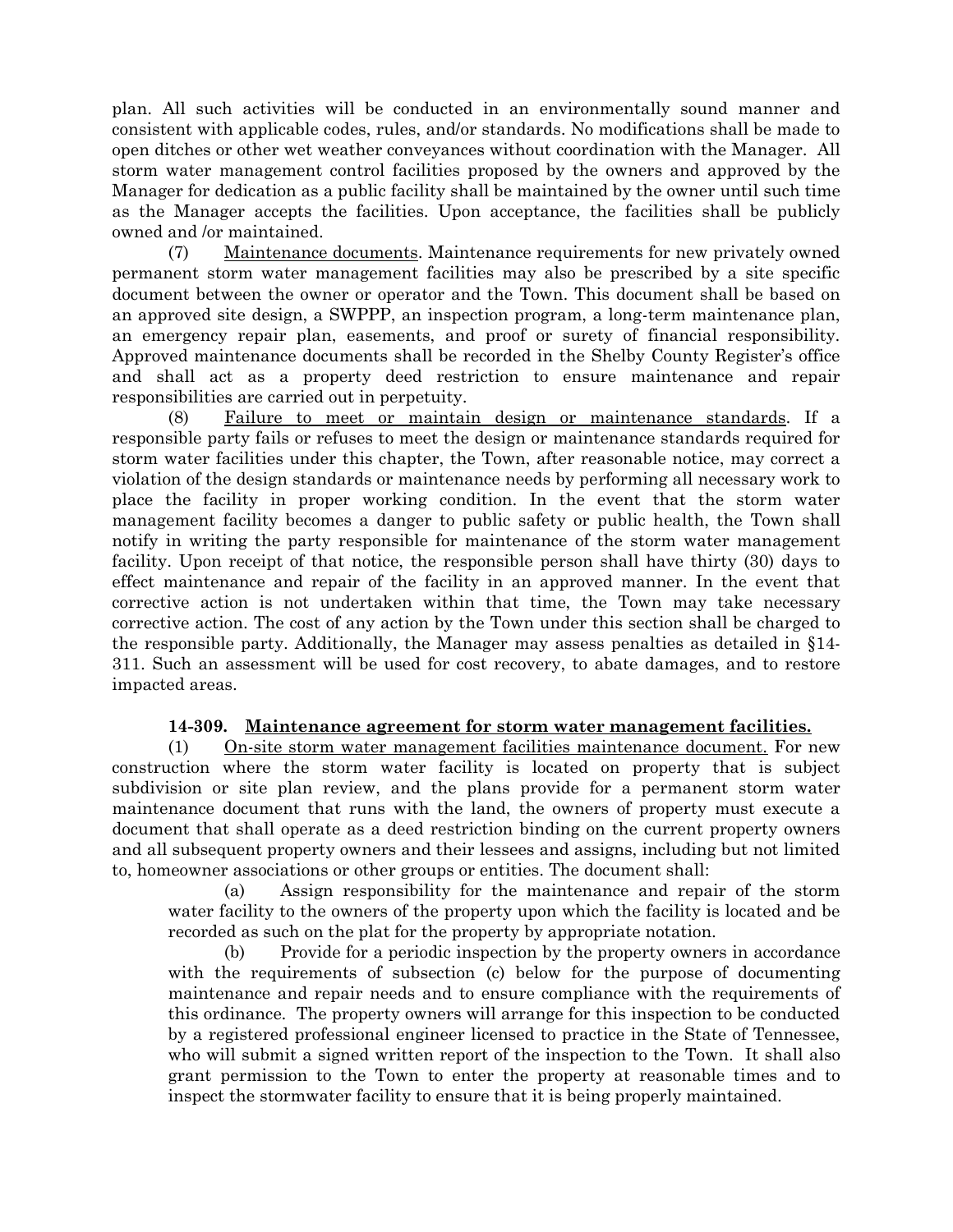plan. All such activities will be conducted in an environmentally sound manner and consistent with applicable codes, rules, and/or standards. No modifications shall be made to open ditches or other wet weather conveyances without coordination with the Manager. All storm water management control facilities proposed by the owners and approved by the Manager for dedication as a public facility shall be maintained by the owner until such time as the Manager accepts the facilities. Upon acceptance, the facilities shall be publicly owned and /or maintained.

(7) Maintenance documents. Maintenance requirements for new privately owned permanent storm water management facilities may also be prescribed by a site specific document between the owner or operator and the Town. This document shall be based on an approved site design, a SWPPP, an inspection program, a long-term maintenance plan, an emergency repair plan, easements, and proof or surety of financial responsibility. Approved maintenance documents shall be recorded in the Shelby County Register's office and shall act as a property deed restriction to ensure maintenance and repair responsibilities are carried out in perpetuity.

(8) Failure to meet or maintain design or maintenance standards. If a responsible party fails or refuses to meet the design or maintenance standards required for storm water facilities under this chapter, the Town, after reasonable notice, may correct a violation of the design standards or maintenance needs by performing all necessary work to place the facility in proper working condition. In the event that the storm water management facility becomes a danger to public safety or public health, the Town shall notify in writing the party responsible for maintenance of the storm water management facility. Upon receipt of that notice, the responsible person shall have thirty (30) days to effect maintenance and repair of the facility in an approved manner. In the event that corrective action is not undertaken within that time, the Town may take necessary corrective action. The cost of any action by the Town under this section shall be charged to the responsible party. Additionally, the Manager may assess penalties as detailed in §14-311. Such an assessment will be used for cost recovery, to abate damages, and to restore impacted areas.

**14-309. Maintenance agreement for storm water management facilities.**

(1) On-site storm water management facilities maintenance document. For new construction where the storm water facility is located on property that is subject subdivision or site plan review, and the plans provide for a permanent storm water maintenance document that runs with the land, the owners of property must execute a document that shall operate as a deed restriction binding on the current property owners and all subsequent property owners and their lessees and assigns, including but not limited to, homeowner associations or other groups or entities. The document shall:

(a) Assign responsibility for the maintenance and repair of the storm water facility to the owners of the property upon which the facility is located and be recorded as such on the plat for the property by appropriate notation.

(b) Provide for a periodic inspection by the property owners in accordance with the requirements of subsection (c) below for the purpose of documenting maintenance and repair needs and to ensure compliance with the requirements of this ordinance. The property owners will arrange for this inspection to be conducted by a registered professional engineer licensed to practice in the State of Tennessee, who will submit a signed written report of the inspection to the Town. It shall also grant permission to the Town to enter the property at reasonable times and to inspect the stormwater facility to ensure that it is being properly maintained.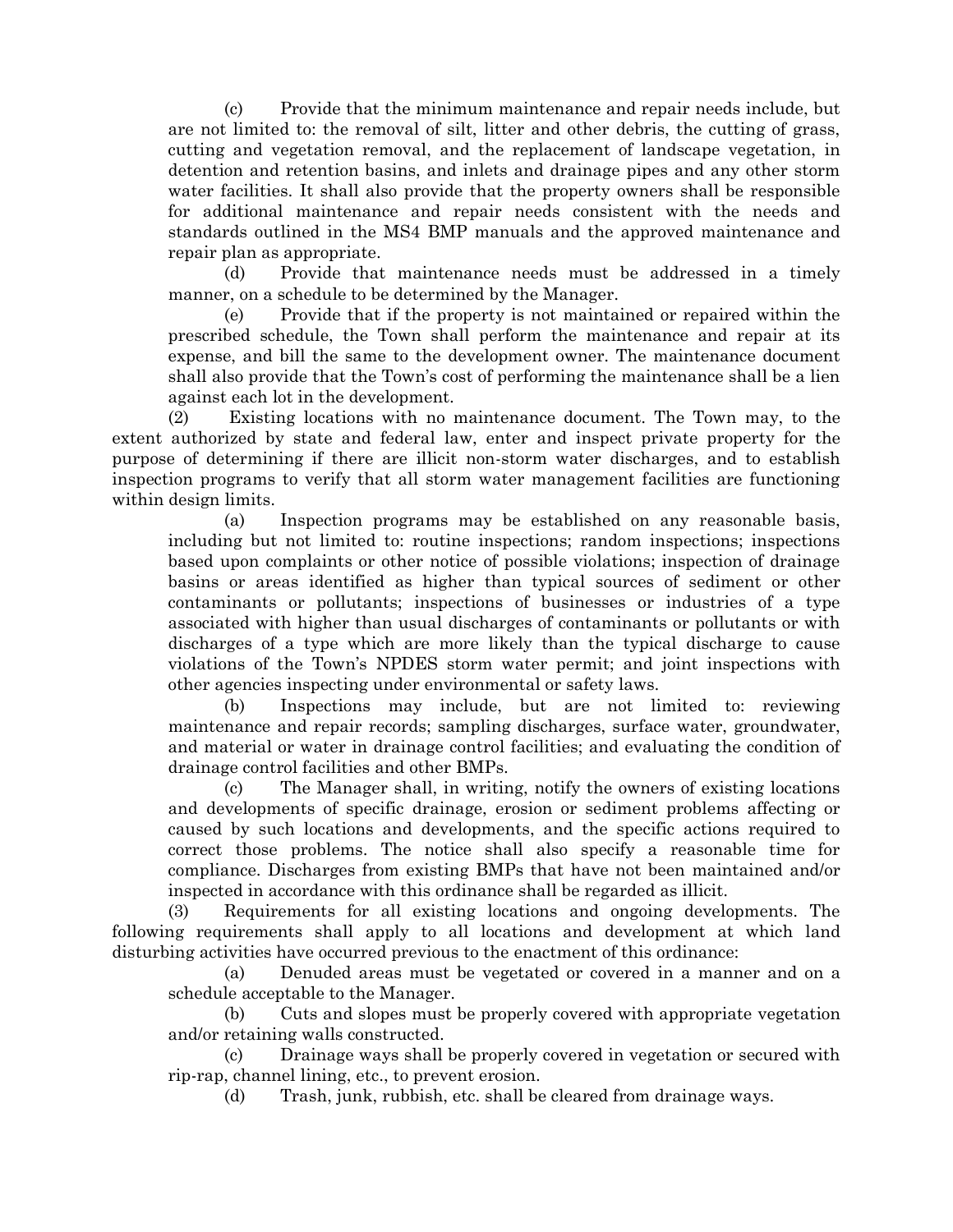(c) Provide that the minimum maintenance and repair needs include, but are not limited to: the removal of silt, litter and other debris, the cutting of grass, cutting and vegetation removal, and the replacement of landscape vegetation, in detention and retention basins, and inlets and drainage pipes and any other storm water facilities. It shall also provide that the property owners shall be responsible for additional maintenance and repair needs consistent with the needs and standards outlined in the MS4 BMP manuals and the approved maintenance and repair plan as appropriate.

(d) Provide that maintenance needs must be addressed in a timely manner, on a schedule to be determined by the Manager.

(e) Provide that if the property is not maintained or repaired within the prescribed schedule, the Town shall perform the maintenance and repair at its expense, and bill the same to the development owner. The maintenance document shall also provide that the Town's cost of performing the maintenance shall be a lien against each lot in the development.

(2) Existing locations with no maintenance document. The Town may, to the extent authorized by state and federal law, enter and inspect private property for the purpose of determining if there are illicit non-storm water discharges, and to establish inspection programs to verify that all storm water management facilities are functioning within design limits.

(a) Inspection programs may be established on any reasonable basis, including but not limited to: routine inspections; random inspections; inspections based upon complaints or other notice of possible violations; inspection of drainage basins or areas identified as higher than typical sources of sediment or other contaminants or pollutants; inspections of businesses or industries of a type associated with higher than usual discharges of contaminants or pollutants or with discharges of a type which are more likely than the typical discharge to cause violations of the Town's NPDES storm water permit; and joint inspections with other agencies inspecting under environmental or safety laws.

(b) Inspections may include, but are not limited to: reviewing maintenance and repair records; sampling discharges, surface water, groundwater, and material or water in drainage control facilities; and evaluating the condition of drainage control facilities and other BMPs.

(c) The Manager shall, in writing, notify the owners of existing locations and developments of specific drainage, erosion or sediment problems affecting or caused by such locations and developments, and the specific actions required to correct those problems. The notice shall also specify a reasonable time for compliance. Discharges from existing BMPs that have not been maintained and/or inspected in accordance with this ordinance shall be regarded as illicit.

(3) Requirements for all existing locations and ongoing developments. The following requirements shall apply to all locations and development at which land disturbing activities have occurred previous to the enactment of this ordinance:

(a) Denuded areas must be vegetated or covered in a manner and on a schedule acceptable to the Manager.

(b) Cuts and slopes must be properly covered with appropriate vegetation and/or retaining walls constructed.

(c) Drainage ways shall be properly covered in vegetation or secured with rip-rap, channel lining, etc., to prevent erosion.

(d) Trash, junk, rubbish, etc. shall be cleared from drainage ways.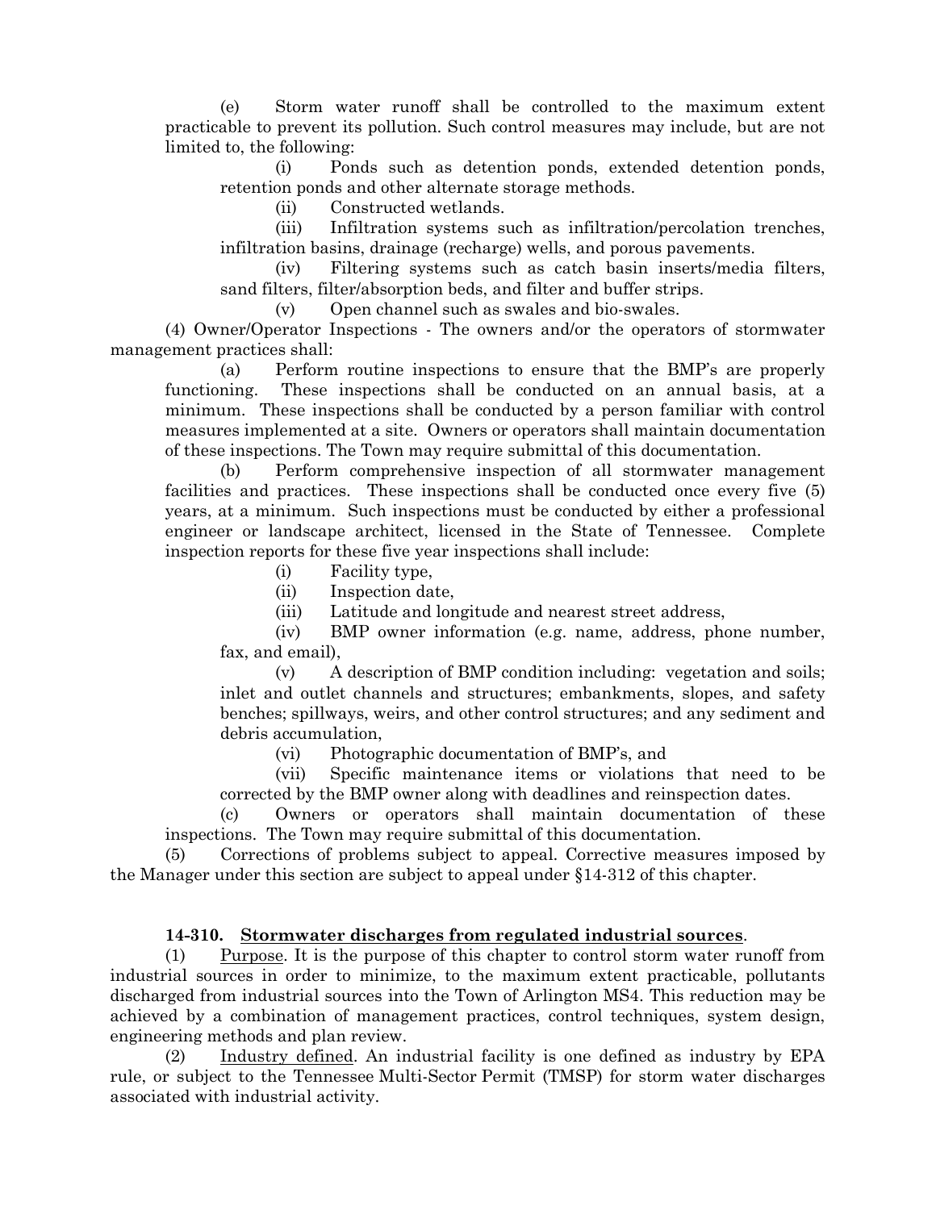(e) Storm water runoff shall be controlled to the maximum extent practicable to prevent its pollution. Such control measures may include, but are not limited to, the following:

(i) Ponds such as detention ponds, extended detention ponds, retention ponds and other alternate storage methods.

(ii) Constructed wetlands.

(iii) Infiltration systems such as infiltration/percolation trenches, infiltration basins, drainage (recharge) wells, and porous pavements.

(iv) Filtering systems such as catch basin inserts/media filters, sand filters, filter/absorption beds, and filter and buffer strips.

(v) Open channel such as swales and bio-swales.

(4) Owner/Operator Inspections - The owners and/or the operators of stormwater management practices shall:

(a) Perform routine inspections to ensure that the BMP's are properly functioning. These inspections shall be conducted on an annual basis, at a minimum. These inspections shall be conducted by a person familiar with control measures implemented at a site. Owners or operators shall maintain documentation of these inspections. The Town may require submittal of this documentation.

(b) Perform comprehensive inspection of all stormwater management facilities and practices. These inspections shall be conducted once every five (5) years, at a minimum. Such inspections must be conducted by either a professional engineer or landscape architect, licensed in the State of Tennessee. Complete inspection reports for these five year inspections shall include:

(i) Facility type,

(ii) Inspection date,

(iii) Latitude and longitude and nearest street address,

(iv) BMP owner information (e.g. name, address, phone number, fax, and email),

(v) A description of BMP condition including: vegetation and soils; inlet and outlet channels and structures; embankments, slopes, and safety benches; spillways, weirs, and other control structures; and any sediment and debris accumulation,

(vi) Photographic documentation of BMP's, and

(vii) Specific maintenance items or violations that need to be corrected by the BMP owner along with deadlines and reinspection dates.

(c) Owners or operators shall maintain documentation of these inspections. The Town may require submittal of this documentation.

(5) Corrections of problems subject to appeal. Corrective measures imposed by the Manager under this section are subject to appeal under §14-312 of this chapter.

**14-310. Stormwater discharges from regulated industrial sources**.

(1) Purpose. It is the purpose of this chapter to control storm water runoff from industrial sources in order to minimize, to the maximum extent practicable, pollutants discharged from industrial sources into the Town of Arlington MS4. This reduction may be achieved by a combination of management practices, control techniques, system design, engineering methods and plan review.

(2) Industry defined. An industrial facility is one defined as industry by EPA rule, or subject to the Tennessee Multi-Sector Permit (TMSP) for storm water discharges associated with industrial activity.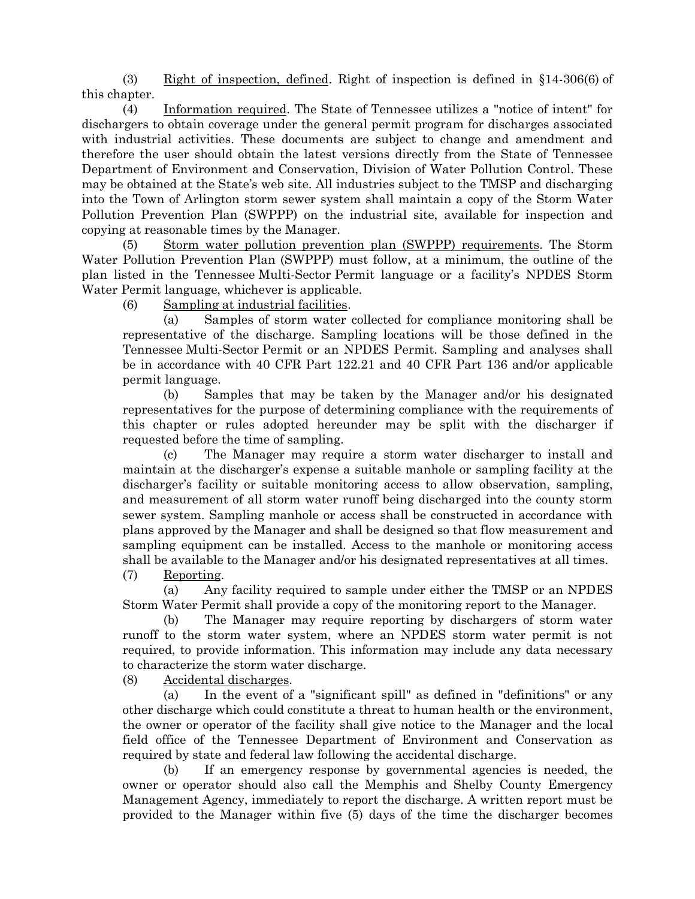(3) Right of inspection, defined. Right of inspection is defined in §14-306(6) of this chapter.

(4) Information required. The State of Tennessee utilizes a "notice of intent" for dischargers to obtain coverage under the general permit program for discharges associated with industrial activities. These documents are subject to change and amendment and therefore the user should obtain the latest versions directly from the State of Tennessee Department of Environment and Conservation, Division of Water Pollution Control. These may be obtained at the State's web site. All industries subject to the TMSP and discharging into the Town of Arlington storm sewer system shall maintain a copy of the Storm Water Pollution Prevention Plan (SWPPP) on the industrial site, available for inspection and copying at reasonable times by the Manager.

(5) Storm water pollution prevention plan (SWPPP) requirements. The Storm Water Pollution Prevention Plan (SWPPP) must follow, at a minimum, the outline of the plan listed in the Tennessee Multi-Sector Permit language or a facility's NPDES Storm Water Permit language, whichever is applicable.

(6) Sampling at industrial facilities.

(a) Samples of storm water collected for compliance monitoring shall be representative of the discharge. Sampling locations will be those defined in the Tennessee Multi-Sector Permit or an NPDES Permit. Sampling and analyses shall be in accordance with 40 CFR Part 122.21 and 40 CFR Part 136 and/or applicable permit language.

(b) Samples that may be taken by the Manager and/or his designated representatives for the purpose of determining compliance with the requirements of this chapter or rules adopted hereunder may be split with the discharger if requested before the time of sampling.

(c) The Manager may require a storm water discharger to install and maintain at the discharger's expense a suitable manhole or sampling facility at the discharger's facility or suitable monitoring access to allow observation, sampling, and measurement of all storm water runoff being discharged into the county storm sewer system. Sampling manhole or access shall be constructed in accordance with plans approved by the Manager and shall be designed so that flow measurement and sampling equipment can be installed. Access to the manhole or monitoring access shall be available to the Manager and/or his designated representatives at all times.

(7) Reporting.

(a) Any facility required to sample under either the TMSP or an NPDES Storm Water Permit shall provide a copy of the monitoring report to the Manager.

(b) The Manager may require reporting by dischargers of storm water runoff to the storm water system, where an NPDES storm water permit is not required, to provide information. This information may include any data necessary to characterize the storm water discharge.

(8) Accidental discharges.

(a) In the event of a "significant spill" as defined in "definitions" or any other discharge which could constitute a threat to human health or the environment, the owner or operator of the facility shall give notice to the Manager and the local field office of the Tennessee Department of Environment and Conservation as required by state and federal law following the accidental discharge.

(b) If an emergency response by governmental agencies is needed, the owner or operator should also call the Memphis and Shelby County Emergency Management Agency, immediately to report the discharge. A written report must be provided to the Manager within five (5) days of the time the discharger becomes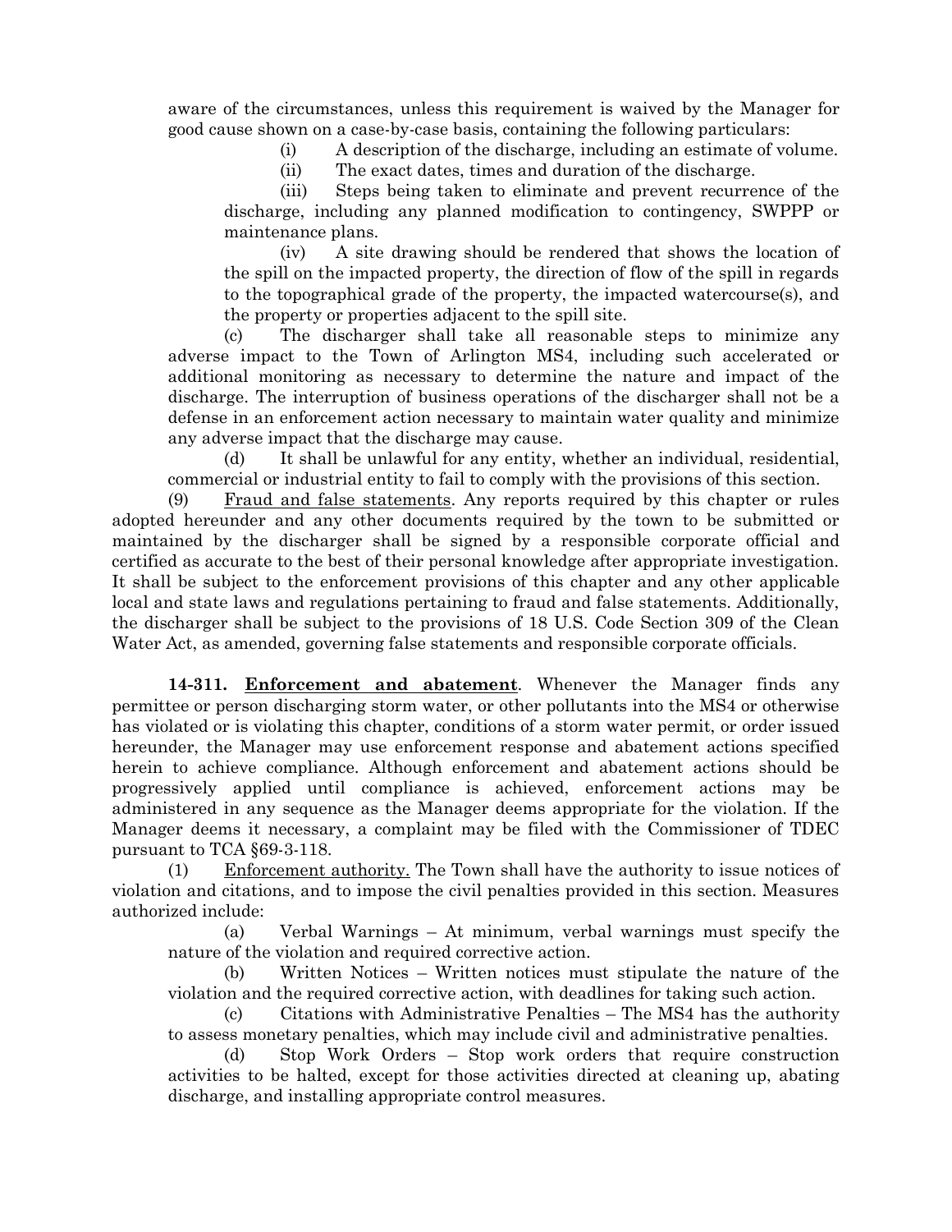aware of the circumstances, unless this requirement is waived by the Manager for good cause shown on a case-by-case basis, containing the following particulars:

(i) A description of the discharge, including an estimate of volume.

(ii) The exact dates, times and duration of the discharge.

(iii) Steps being taken to eliminate and prevent recurrence of the discharge, including any planned modification to contingency, SWPPP or maintenance plans.

(iv) A site drawing should be rendered that shows the location of the spill on the impacted property, the direction of flow of the spill in regards to the topographical grade of the property, the impacted watercourse(s), and the property or properties adjacent to the spill site.

(c) The discharger shall take all reasonable steps to minimize any adverse impact to the Town of Arlington MS4, including such accelerated or additional monitoring as necessary to determine the nature and impact of the discharge. The interruption of business operations of the discharger shall not be a defense in an enforcement action necessary to maintain water quality and minimize any adverse impact that the discharge may cause.

(d) It shall be unlawful for any entity, whether an individual, residential, commercial or industrial entity to fail to comply with the provisions of this section.

(9) Fraud and false statements. Any reports required by this chapter or rules adopted hereunder and any other documents required by the town to be submitted or maintained by the discharger shall be signed by a responsible corporate official and certified as accurate to the best of their personal knowledge after appropriate investigation. It shall be subject to the enforcement provisions of this chapter and any other applicable local and state laws and regulations pertaining to fraud and false statements. Additionally, the discharger shall be subject to the provisions of 18 U.S. Code Section 309 of the Clean Water Act, as amended, governing false statements and responsible corporate officials.

**14-311. Enforcement and abatement**. Whenever the Manager finds any permittee or person discharging storm water, or other pollutants into the MS4 or otherwise has violated or is violating this chapter, conditions of a storm water permit, or order issued hereunder, the Manager may use enforcement response and abatement actions specified herein to achieve compliance. Although enforcement and abatement actions should be progressively applied until compliance is achieved, enforcement actions may be administered in any sequence as the Manager deems appropriate for the violation. If the Manager deems it necessary, a complaint may be filed with the Commissioner of TDEC pursuant to TCA §69-3-118.

(1) Enforcement authority. The Town shall have the authority to issue notices of violation and citations, and to impose the civil penalties provided in this section. Measures authorized include:

(a) Verbal Warnings – At minimum, verbal warnings must specify the nature of the violation and required corrective action.

(b) Written Notices – Written notices must stipulate the nature of the violation and the required corrective action, with deadlines for taking such action.

(c) Citations with Administrative Penalties – The MS4 has the authority to assess monetary penalties, which may include civil and administrative penalties.

(d) Stop Work Orders – Stop work orders that require construction activities to be halted, except for those activities directed at cleaning up, abating discharge, and installing appropriate control measures.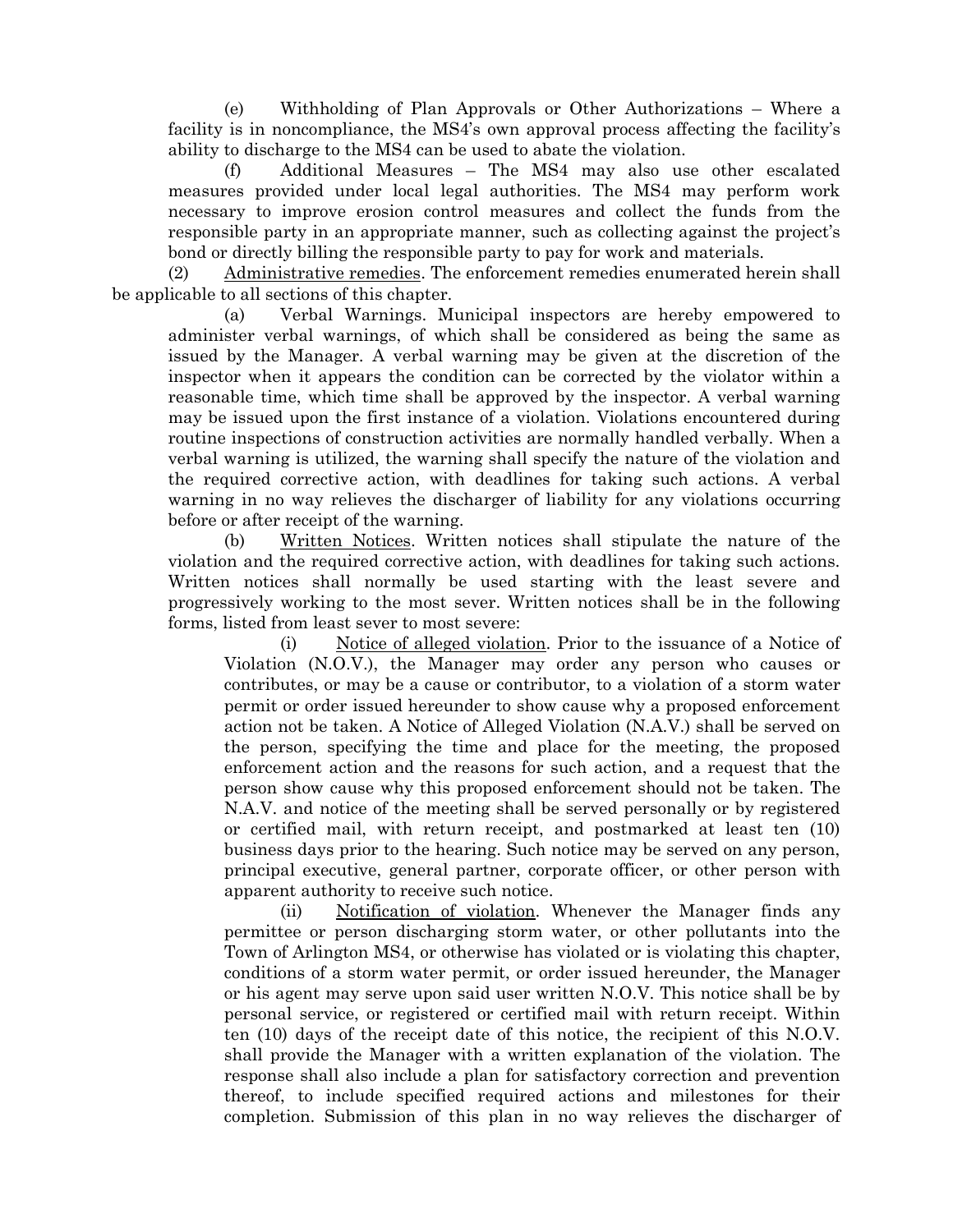(e) Withholding of Plan Approvals or Other Authorizations – Where a facility is in noncompliance, the MS4's own approval process affecting the facility's ability to discharge to the MS4 can be used to abate the violation.

(f) Additional Measures – The MS4 may also use other escalated measures provided under local legal authorities. The MS4 may perform work necessary to improve erosion control measures and collect the funds from the responsible party in an appropriate manner, such as collecting against the project's bond or directly billing the responsible party to pay for work and materials.

(2) Administrative remedies. The enforcement remedies enumerated herein shall be applicable to all sections of this chapter.

(a) Verbal Warnings. Municipal inspectors are hereby empowered to administer verbal warnings, of which shall be considered as being the same as issued by the Manager. A verbal warning may be given at the discretion of the inspector when it appears the condition can be corrected by the violator within a reasonable time, which time shall be approved by the inspector. A verbal warning may be issued upon the first instance of a violation. Violations encountered during routine inspections of construction activities are normally handled verbally. When a verbal warning is utilized, the warning shall specify the nature of the violation and the required corrective action, with deadlines for taking such actions. A verbal warning in no way relieves the discharger of liability for any violations occurring before or after receipt of the warning.

(b) Written Notices. Written notices shall stipulate the nature of the violation and the required corrective action, with deadlines for taking such actions. Written notices shall normally be used starting with the least severe and progressively working to the most sever. Written notices shall be in the following forms, listed from least sever to most severe:

(i) Notice of alleged violation. Prior to the issuance of a Notice of Violation (N.O.V.), the Manager may order any person who causes or contributes, or may be a cause or contributor, to a violation of a storm water permit or order issued hereunder to show cause why a proposed enforcement action not be taken. A Notice of Alleged Violation (N.A.V.) shall be served on the person, specifying the time and place for the meeting, the proposed enforcement action and the reasons for such action, and a request that the person show cause why this proposed enforcement should not be taken. The N.A.V. and notice of the meeting shall be served personally or by registered or certified mail, with return receipt, and postmarked at least ten (10) business days prior to the hearing. Such notice may be served on any person, principal executive, general partner, corporate officer, or other person with apparent authority to receive such notice.

(ii) Notification of violation. Whenever the Manager finds any permittee or person discharging storm water, or other pollutants into the Town of Arlington MS4, or otherwise has violated or is violating this chapter, conditions of a storm water permit, or order issued hereunder, the Manager or his agent may serve upon said user written N.O.V. This notice shall be by personal service, or registered or certified mail with return receipt. Within ten (10) days of the receipt date of this notice, the recipient of this N.O.V. shall provide the Manager with a written explanation of the violation. The response shall also include a plan for satisfactory correction and prevention thereof, to include specified required actions and milestones for their completion. Submission of this plan in no way relieves the discharger of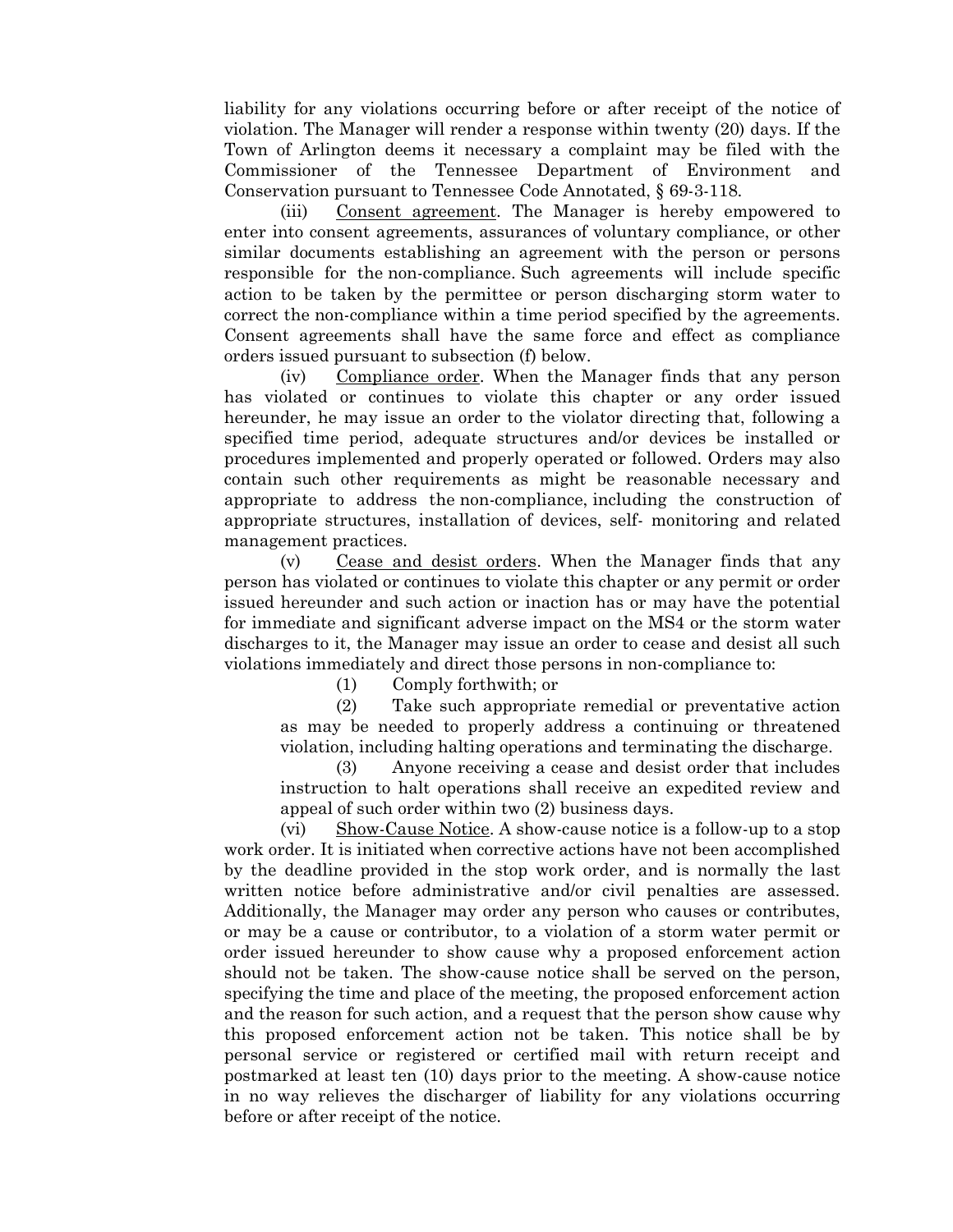liability for any violations occurring before or after receipt of the notice of violation. The Manager will render a response within twenty (20) days. If the Town of Arlington deems it necessary a complaint may be filed with the Commissioner of the Tennessee Department of Environment and Conservation pursuant to Tennessee Code Annotated, § 69-3-118.

(iii) Consent agreement. The Manager is hereby empowered to enter into consent agreements, assurances of voluntary compliance, or other similar documents establishing an agreement with the person or persons responsible for the non-compliance. Such agreements will include specific action to be taken by the permittee or person discharging storm water to correct the non-compliance within a time period specified by the agreements. Consent agreements shall have the same force and effect as compliance orders issued pursuant to subsection (f) below.

(iv) Compliance order. When the Manager finds that any person has violated or continues to violate this chapter or any order issued hereunder, he may issue an order to the violator directing that, following a specified time period, adequate structures and/or devices be installed or procedures implemented and properly operated or followed. Orders may also contain such other requirements as might be reasonable necessary and appropriate to address the non-compliance, including the construction of appropriate structures, installation of devices, self- monitoring and related management practices.

(v) Cease and desist orders. When the Manager finds that any person has violated or continues to violate this chapter or any permit or order issued hereunder and such action or inaction has or may have the potential for immediate and significant adverse impact on the MS4 or the storm water discharges to it, the Manager may issue an order to cease and desist all such violations immediately and direct those persons in non-compliance to:

(1) Comply forthwith; or

(2) Take such appropriate remedial or preventative action as may be needed to properly address a continuing or threatened violation, including halting operations and terminating the discharge.

(3) Anyone receiving a cease and desist order that includes instruction to halt operations shall receive an expedited review and appeal of such order within two (2) business days.

(vi) Show-Cause Notice. A show-cause notice is a follow-up to a stop work order. It is initiated when corrective actions have not been accomplished by the deadline provided in the stop work order, and is normally the last written notice before administrative and/or civil penalties are assessed. Additionally, the Manager may order any person who causes or contributes, or may be a cause or contributor, to a violation of a storm water permit or order issued hereunder to show cause why a proposed enforcement action should not be taken. The show-cause notice shall be served on the person, specifying the time and place of the meeting, the proposed enforcement action and the reason for such action, and a request that the person show cause why this proposed enforcement action not be taken. This notice shall be by personal service or registered or certified mail with return receipt and postmarked at least ten (10) days prior to the meeting. A show-cause notice in no way relieves the discharger of liability for any violations occurring before or after receipt of the notice.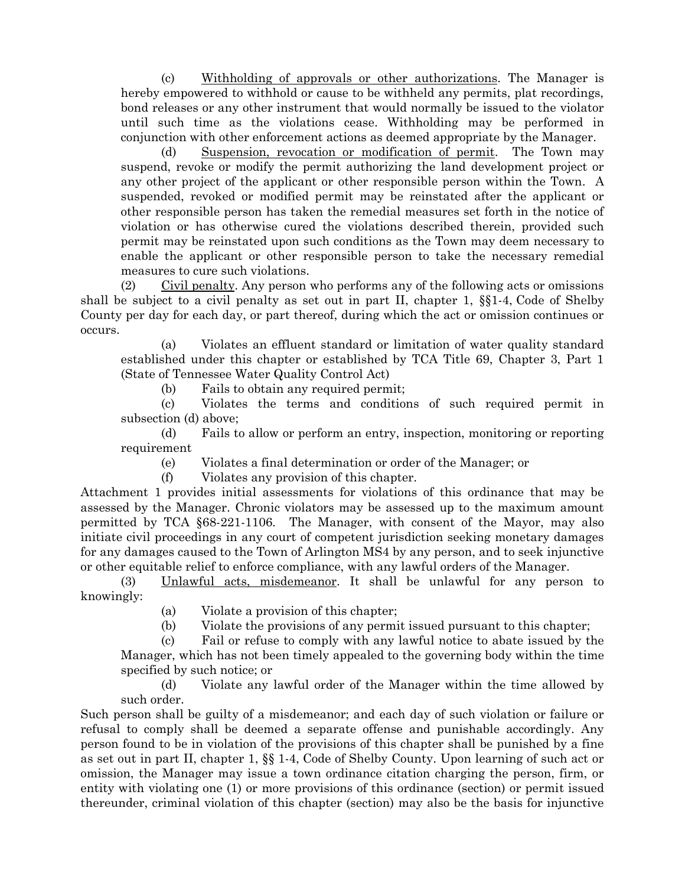(c) Withholding of approvals or other authorizations. The Manager is hereby empowered to withhold or cause to be withheld any permits, plat recordings, bond releases or any other instrument that would normally be issued to the violator until such time as the violations cease. Withholding may be performed in conjunction with other enforcement actions as deemed appropriate by the Manager.

(d) Suspension, revocation or modification of permit. The Town may suspend, revoke or modify the permit authorizing the land development project or any other project of the applicant or other responsible person within the Town. A suspended, revoked or modified permit may be reinstated after the applicant or other responsible person has taken the remedial measures set forth in the notice of violation or has otherwise cured the violations described therein, provided such permit may be reinstated upon such conditions as the Town may deem necessary to enable the applicant or other responsible person to take the necessary remedial measures to cure such violations.

(2) Civil penalty. Any person who performs any of the following acts or omissions shall be subject to a civil penalty as set out in part II, chapter 1, §§1-4, Code of Shelby County per day for each day, or part thereof, during which the act or omission continues or occurs.

(a) Violates an effluent standard or limitation of water quality standard established under this chapter or established by TCA Title 69, Chapter 3, Part 1 (State of Tennessee Water Quality Control Act)

(b) Fails to obtain any required permit;

(c) Violates the terms and conditions of such required permit in subsection (d) above;

(d) Fails to allow or perform an entry, inspection, monitoring or reporting requirement

(e) Violates a final determination or order of the Manager; or

(f) Violates any provision of this chapter.

Attachment 1 provides initial assessments for violations of this ordinance that may be assessed by the Manager. Chronic violators may be assessed up to the maximum amount permitted by TCA §68-221-1106. The Manager, with consent of the Mayor, may also initiate civil proceedings in any court of competent jurisdiction seeking monetary damages for any damages caused to the Town of Arlington MS4 by any person, and to seek injunctive or other equitable relief to enforce compliance, with any lawful orders of the Manager.

(3) Unlawful acts, misdemeanor. It shall be unlawful for any person to knowingly:

(a) Violate a provision of this chapter;

(b) Violate the provisions of any permit issued pursuant to this chapter;

(c) Fail or refuse to comply with any lawful notice to abate issued by the Manager, which has not been timely appealed to the governing body within the time specified by such notice; or

(d) Violate any lawful order of the Manager within the time allowed by such order.

Such person shall be guilty of a misdemeanor; and each day of such violation or failure or refusal to comply shall be deemed a separate offense and punishable accordingly. Any person found to be in violation of the provisions of this chapter shall be punished by a fine as set out in part II, chapter 1, §§ 1-4, Code of Shelby County. Upon learning of such act or omission, the Manager may issue a town ordinance citation charging the person, firm, or entity with violating one (1) or more provisions of this ordinance (section) or permit issued thereunder, criminal violation of this chapter (section) may also be the basis for injunctive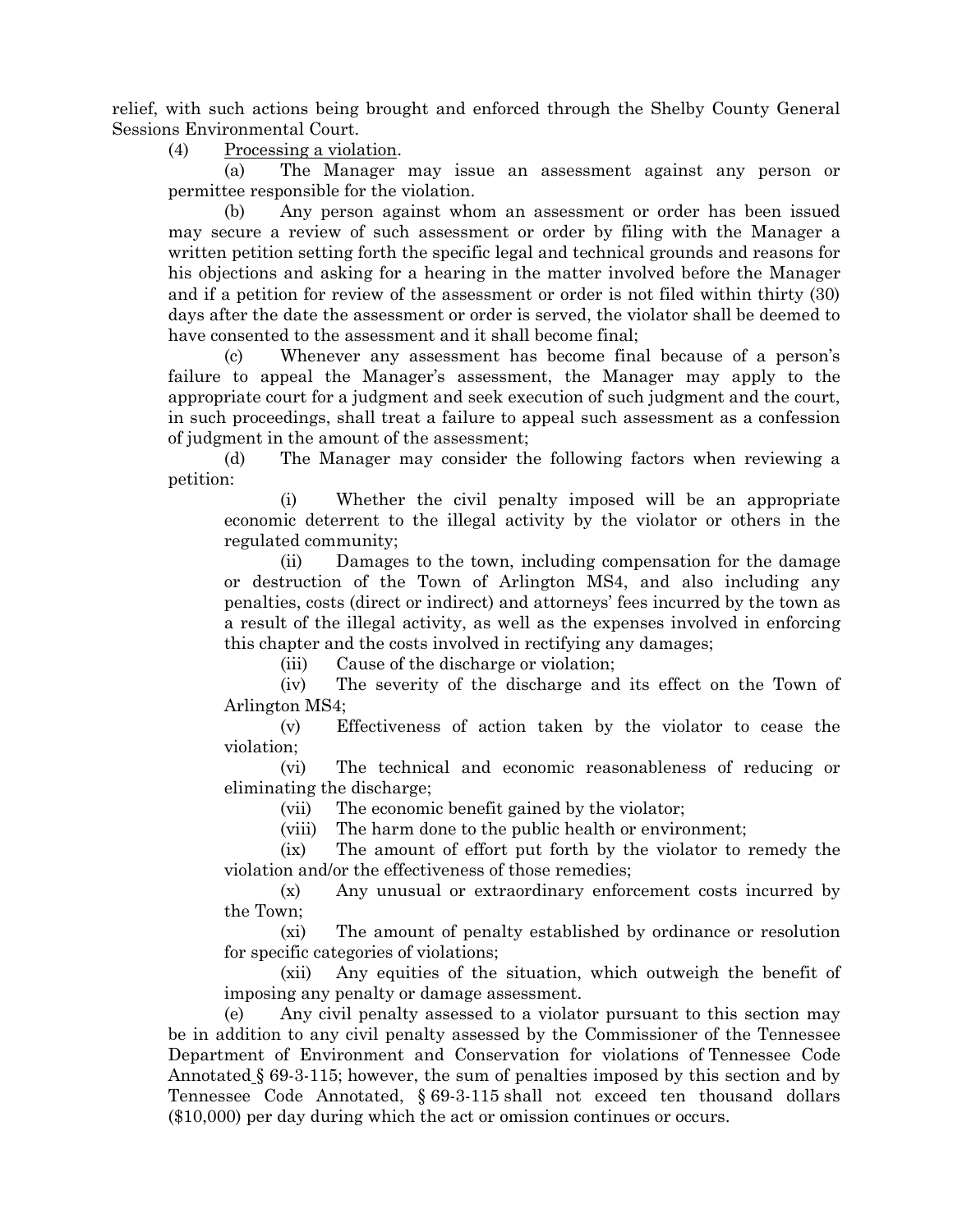relief, with such actions being brought and enforced through the Shelby County General Sessions Environmental Court.

(4) Processing a violation.

(a) The Manager may issue an assessment against any person or permittee responsible for the violation.

(b) Any person against whom an assessment or order has been issued may secure a review of such assessment or order by filing with the Manager a written petition setting forth the specific legal and technical grounds and reasons for his objections and asking for a hearing in the matter involved before the Manager and if a petition for review of the assessment or order is not filed within thirty (30) days after the date the assessment or order is served, the violator shall be deemed to have consented to the assessment and it shall become final;

(c) Whenever any assessment has become final because of a person's failure to appeal the Manager's assessment, the Manager may apply to the appropriate court for a judgment and seek execution of such judgment and the court, in such proceedings, shall treat a failure to appeal such assessment as a confession of judgment in the amount of the assessment;

(d) The Manager may consider the following factors when reviewing a petition:

(i) Whether the civil penalty imposed will be an appropriate economic deterrent to the illegal activity by the violator or others in the regulated community;

(ii) Damages to the town, including compensation for the damage or destruction of the Town of Arlington MS4, and also including any penalties, costs (direct or indirect) and attorneys' fees incurred by the town as a result of the illegal activity, as well as the expenses involved in enforcing this chapter and the costs involved in rectifying any damages;

(iii) Cause of the discharge or violation;

(iv) The severity of the discharge and its effect on the Town of Arlington MS4;

(v) Effectiveness of action taken by the violator to cease the violation;

(vi) The technical and economic reasonableness of reducing or eliminating the discharge;

(vii) The economic benefit gained by the violator;

(viii) The harm done to the public health or environment;

(ix) The amount of effort put forth by the violator to remedy the violation and/or the effectiveness of those remedies;

(x) Any unusual or extraordinary enforcement costs incurred by the Town;

(xi) The amount of penalty established by ordinance or resolution for specific categories of violations;

(xii) Any equities of the situation, which outweigh the benefit of imposing any penalty or damage assessment.

(e) Any civil penalty assessed to a violator pursuant to this section may be in addition to any civil penalty assessed by the Commissioner of the Tennessee Department of Environment and Conservation for violations of Tennessee Code Annotated § 69-3-115; however, the sum of penalties imposed by this section and by Tennessee Code Annotated, § 69-3-115 shall not exceed ten thousand dollars ($10,000) per day during which the act or omission continues or occurs.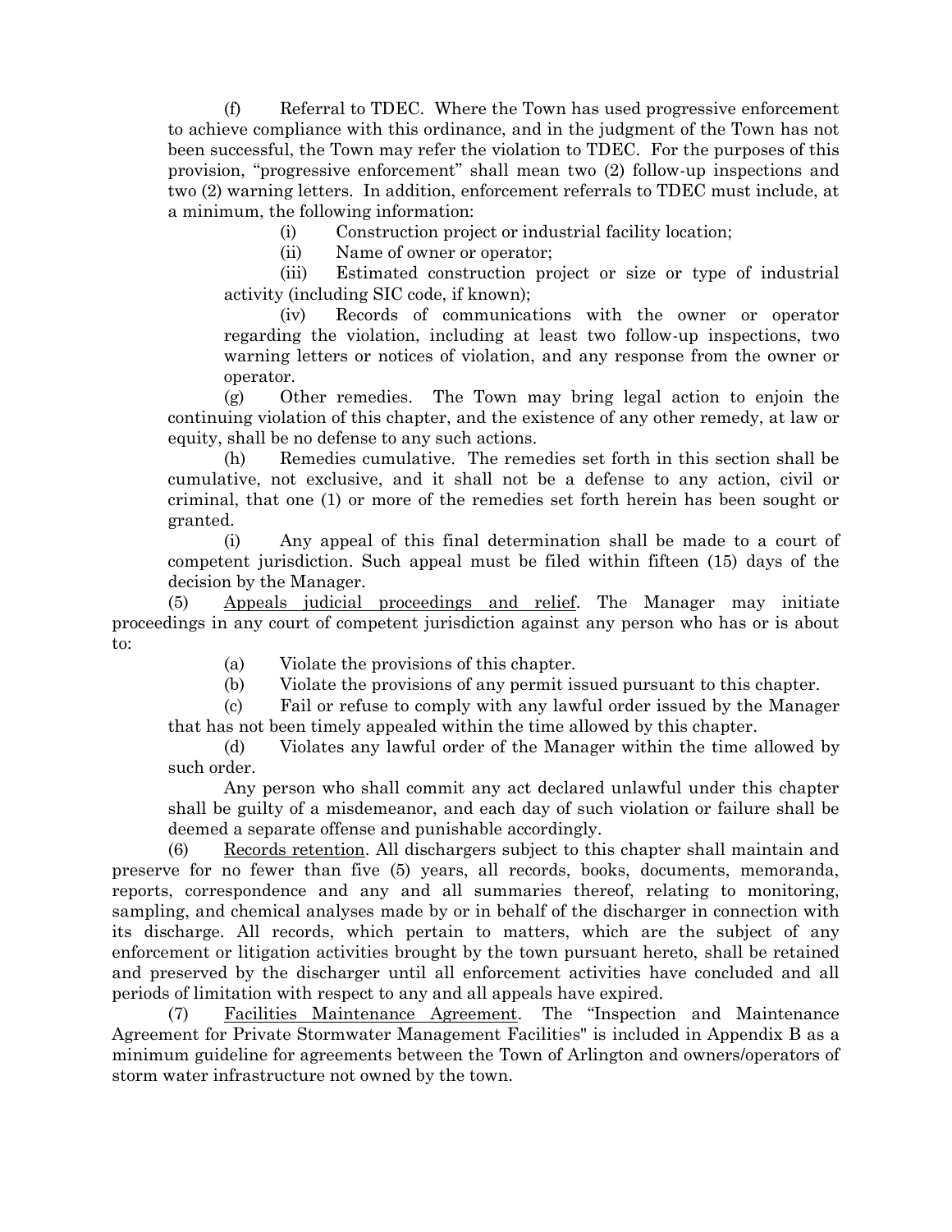(f) Referral to TDEC. Where the Town has used progressive enforcement to achieve compliance with this ordinance, and in the judgment of the Town has not been successful, the Town may refer the violation to TDEC. For the purposes of this provision, "progressive enforcement" shall mean two (2) follow-up inspections and two (2) warning letters. In addition, enforcement referrals to TDEC must include, at a minimum, the following information:

(i) Construction project or industrial facility location;

(ii) Name of owner or operator;

(iii) Estimated construction project or size or type of industrial activity (including SIC code, if known);

(iv) Records of communications with the owner or operator regarding the violation, including at least two follow-up inspections, two warning letters or notices of violation, and any response from the owner or operator.

(g) Other remedies. The Town may bring legal action to enjoin the continuing violation of this chapter, and the existence of any other remedy, at law or equity, shall be no defense to any such actions.

(h) Remedies cumulative. The remedies set forth in this section shall be cumulative, not exclusive, and it shall not be a defense to any action, civil or criminal, that one (1) or more of the remedies set forth herein has been sought or granted.

(i) Any appeal of this final determination shall be made to a court of competent jurisdiction. Such appeal must be filed within fifteen (15) days of the decision by the Manager.

(5) Appeals judicial proceedings and relief. The Manager may initiate proceedings in any court of competent jurisdiction against any person who has or is about to:

(a) Violate the provisions of this chapter.

(b) Violate the provisions of any permit issued pursuant to this chapter.

(c) Fail or refuse to comply with any lawful order issued by the Manager that has not been timely appealed within the time allowed by this chapter.

(d) Violates any lawful order of the Manager within the time allowed by such order.

Any person who shall commit any act declared unlawful under this chapter shall be guilty of a misdemeanor, and each day of such violation or failure shall be deemed a separate offense and punishable accordingly.

(6) Records retention. All dischargers subject to this chapter shall maintain and preserve for no fewer than five (5) years, all records, books, documents, memoranda, reports, correspondence and any and all summaries thereof, relating to monitoring, sampling, and chemical analyses made by or in behalf of the discharger in connection with its discharge. All records, which pertain to matters, which are the subject of any enforcement or litigation activities brought by the town pursuant hereto, shall be retained and preserved by the discharger until all enforcement activities have concluded and all periods of limitation with respect to any and all appeals have expired.

(7) Facilities Maintenance Agreement. The "Inspection and Maintenance Agreement for Private Stormwater Management Facilities" is included in Appendix B as a minimum guideline for agreements between the Town of Arlington and owners/operators of storm water infrastructure not owned by the town.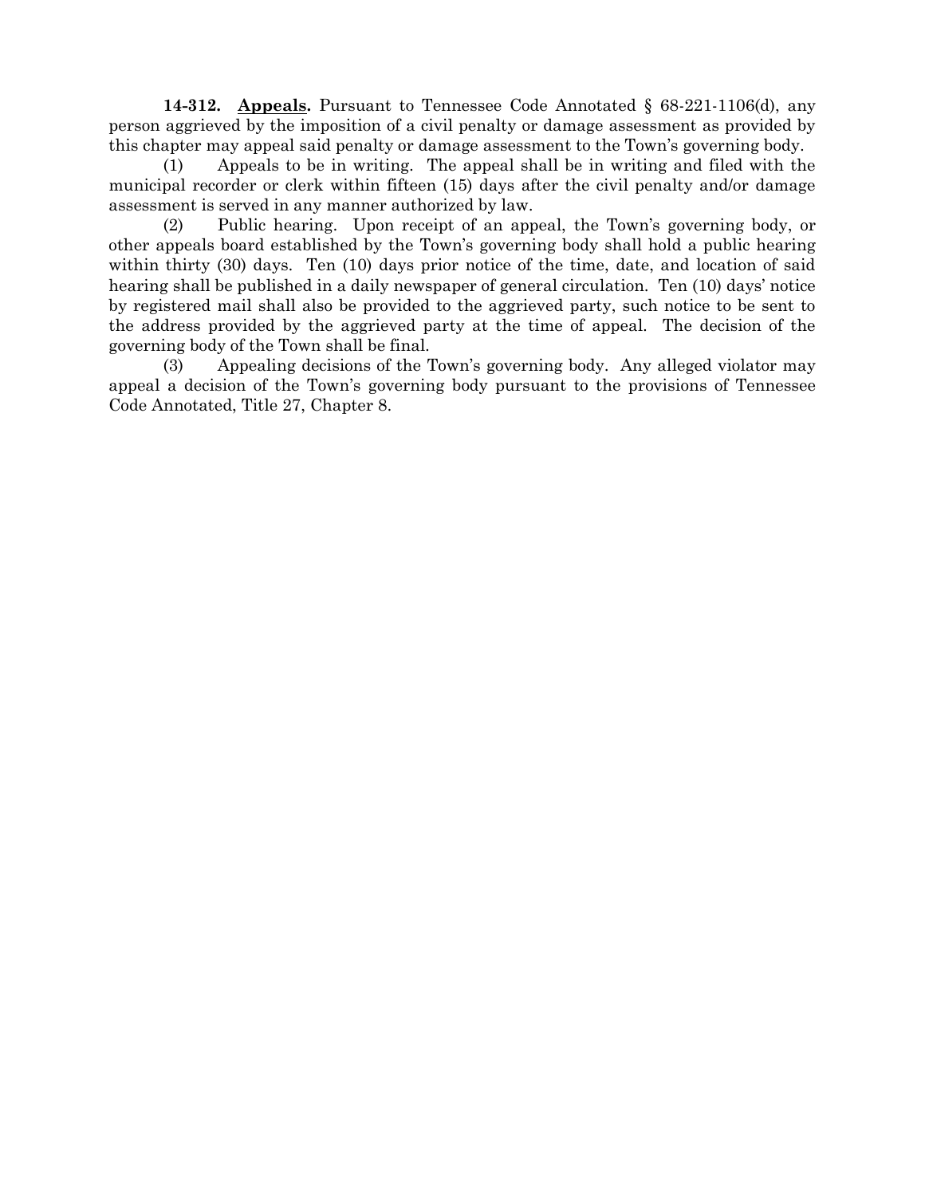**14-312. Appeals.** Pursuant to Tennessee Code Annotated § 68-221-1106(d), any person aggrieved by the imposition of a civil penalty or damage assessment as provided by this chapter may appeal said penalty or damage assessment to the Town's governing body.

(1) Appeals to be in writing. The appeal shall be in writing and filed with the municipal recorder or clerk within fifteen (15) days after the civil penalty and/or damage assessment is served in any manner authorized by law.

(2) Public hearing. Upon receipt of an appeal, the Town's governing body, or other appeals board established by the Town's governing body shall hold a public hearing within thirty (30) days. Ten (10) days prior notice of the time, date, and location of said hearing shall be published in a daily newspaper of general circulation. Ten (10) days' notice by registered mail shall also be provided to the aggrieved party, such notice to be sent to the address provided by the aggrieved party at the time of appeal. The decision of the governing body of the Town shall be final.

(3) Appealing decisions of the Town's governing body. Any alleged violator may appeal a decision of the Town's governing body pursuant to the provisions of Tennessee Code Annotated, Title 27, Chapter 8.